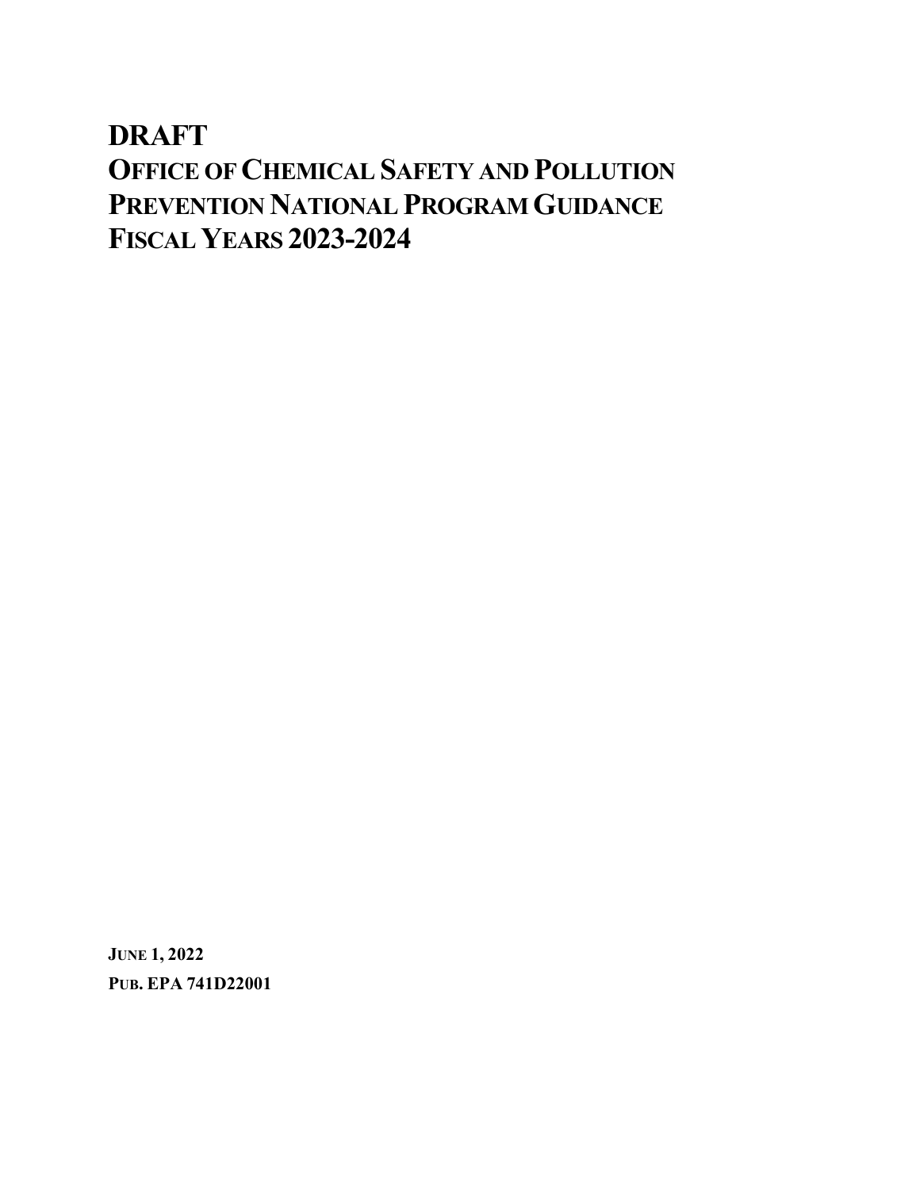# DRAFT

# OFFICE OF CHEMICAL SAFETY AND POLLUTION PREVENTION NATIONAL PROGRAM GUIDANCE FISCAL YEARS 2023-2024

**JUNE 1, 2022**

**PUB. EPA 741D22001**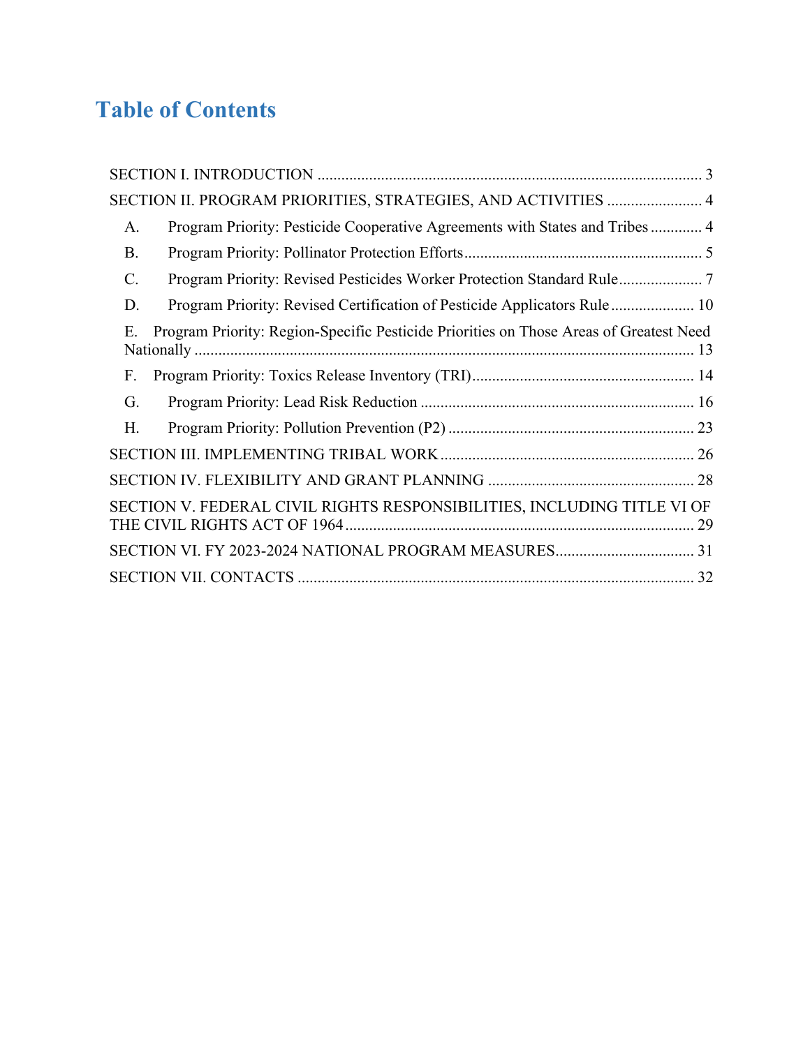# Table of Contents

SECTION I. INTRODUCTION ........................................................................................ 3

SECTION II. PROGRAM PRIORITIES, STRATEGIES, AND ACTIVITIES ........................ 4

- A. Program Priority: Pesticide Cooperative Agreements with States and Tribes ............. 4
- B. Program Priority: Pollinator Protection Efforts ............................................................ 5
- C. Program Priority: Revised Pesticides Worker Protection Standard Rule ..................... 7
- D. Program Priority: Revised Certification of Pesticide Applicators Rule ..................... 10
- E. Program Priority: Region-Specific Pesticide Priorities on Those Areas of Greatest Need Nationally ............................................................................................................ 13
- F. Program Priority: Toxics Release Inventory (TRI) ........................................................ 14
- G. Program Priority: Lead Risk Reduction .................................................................... 16
- H. Program Priority: Pollution Prevention (P2) ............................................................. 23

SECTION III. IMPLEMENTING TRIBAL WORK ................................................................ 26

SECTION IV. FLEXIBILITY AND GRANT PLANNING .................................................... 28

SECTION V. FEDERAL CIVIL RIGHTS RESPONSIBILITIES, INCLUDING TITLE VI OF THE CIVIL RIGHTS ACT OF 1964 ....................................................................................... 29

SECTION VI. FY 2023-2024 NATIONAL PROGRAM MEASURES ................................... 31

SECTION VII. CONTACTS ................................................................................................... 32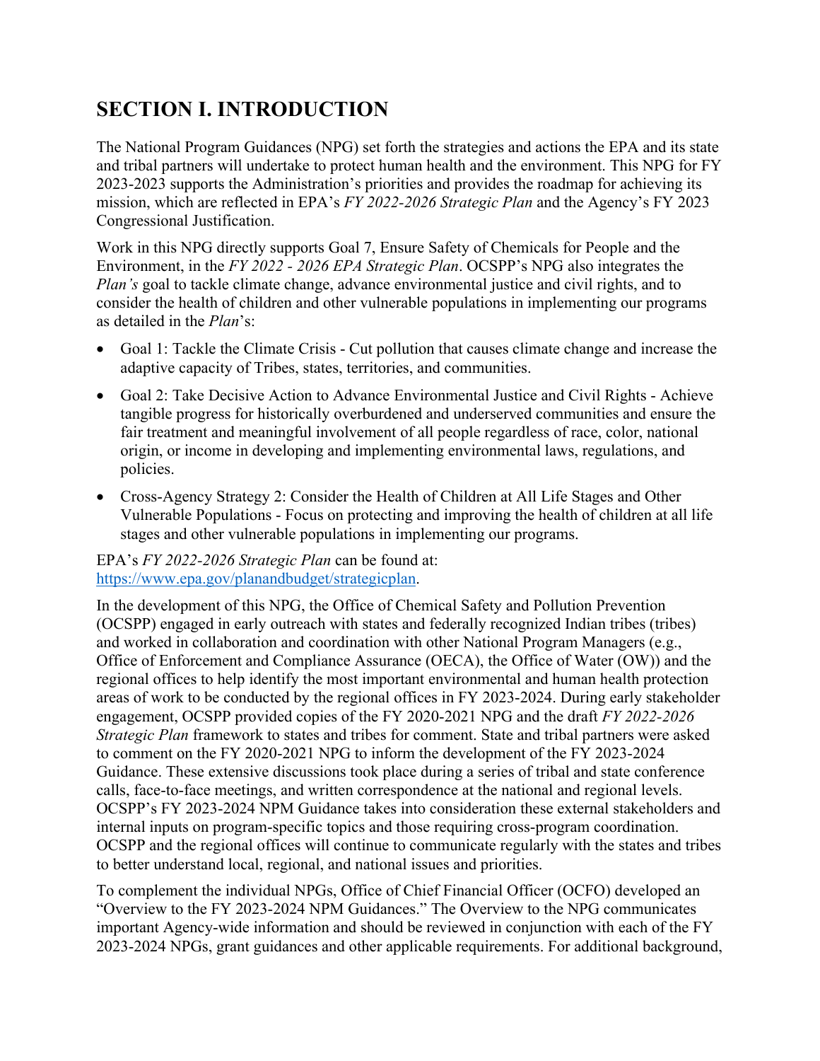# SECTION I. INTRODUCTION

The National Program Guidances (NPG) set forth the strategies and actions the EPA and its state and tribal partners will undertake to protect human health and the environment. This NPG for FY 2023-2023 supports the Administration's priorities and provides the roadmap for achieving its mission, which are reflected in EPA's *FY 2022-2026 Strategic Plan* and the Agency's FY 2023 Congressional Justification.

Work in this NPG directly supports Goal 7, Ensure Safety of Chemicals for People and the Environment, in the *FY 2022 - 2026 EPA Strategic Plan*. OCSPP's NPG also integrates the *Plan's* goal to tackle climate change, advance environmental justice and civil rights, and to consider the health of children and other vulnerable populations in implementing our programs as detailed in the *Plan*'s:

- Goal 1: Tackle the Climate Crisis - Cut pollution that causes climate change and increase the adaptive capacity of Tribes, states, territories, and communities.
- Goal 2: Take Decisive Action to Advance Environmental Justice and Civil Rights - Achieve tangible progress for historically overburdened and underserved communities and ensure the fair treatment and meaningful involvement of all people regardless of race, color, national origin, or income in developing and implementing environmental laws, regulations, and policies.
- Cross-Agency Strategy 2: Consider the Health of Children at All Life Stages and Other Vulnerable Populations - Focus on protecting and improving the health of children at all life stages and other vulnerable populations in implementing our programs.

EPA's *FY 2022-2026 Strategic Plan* can be found at: https://www.epa.gov/planandbudget/strategicplan.

In the development of this NPG, the Office of Chemical Safety and Pollution Prevention (OCSPP) engaged in early outreach with states and federally recognized Indian tribes (tribes) and worked in collaboration and coordination with other National Program Managers (e.g., Office of Enforcement and Compliance Assurance (OECA), the Office of Water (OW)) and the regional offices to help identify the most important environmental and human health protection areas of work to be conducted by the regional offices in FY 2023-2024. During early stakeholder engagement, OCSPP provided copies of the FY 2020-2021 NPG and the draft *FY 2022-2026 Strategic Plan* framework to states and tribes for comment. State and tribal partners were asked to comment on the FY 2020-2021 NPG to inform the development of the FY 2023-2024 Guidance. These extensive discussions took place during a series of tribal and state conference calls, face-to-face meetings, and written correspondence at the national and regional levels. OCSPP's FY 2023-2024 NPM Guidance takes into consideration these external stakeholders and internal inputs on program-specific topics and those requiring cross-program coordination. OCSPP and the regional offices will continue to communicate regularly with the states and tribes to better understand local, regional, and national issues and priorities.

To complement the individual NPGs, Office of Chief Financial Officer (OCFO) developed an "Overview to the FY 2023-2024 NPM Guidances." The Overview to the NPG communicates important Agency-wide information and should be reviewed in conjunction with each of the FY 2023-2024 NPGs, grant guidances and other applicable requirements. For additional background,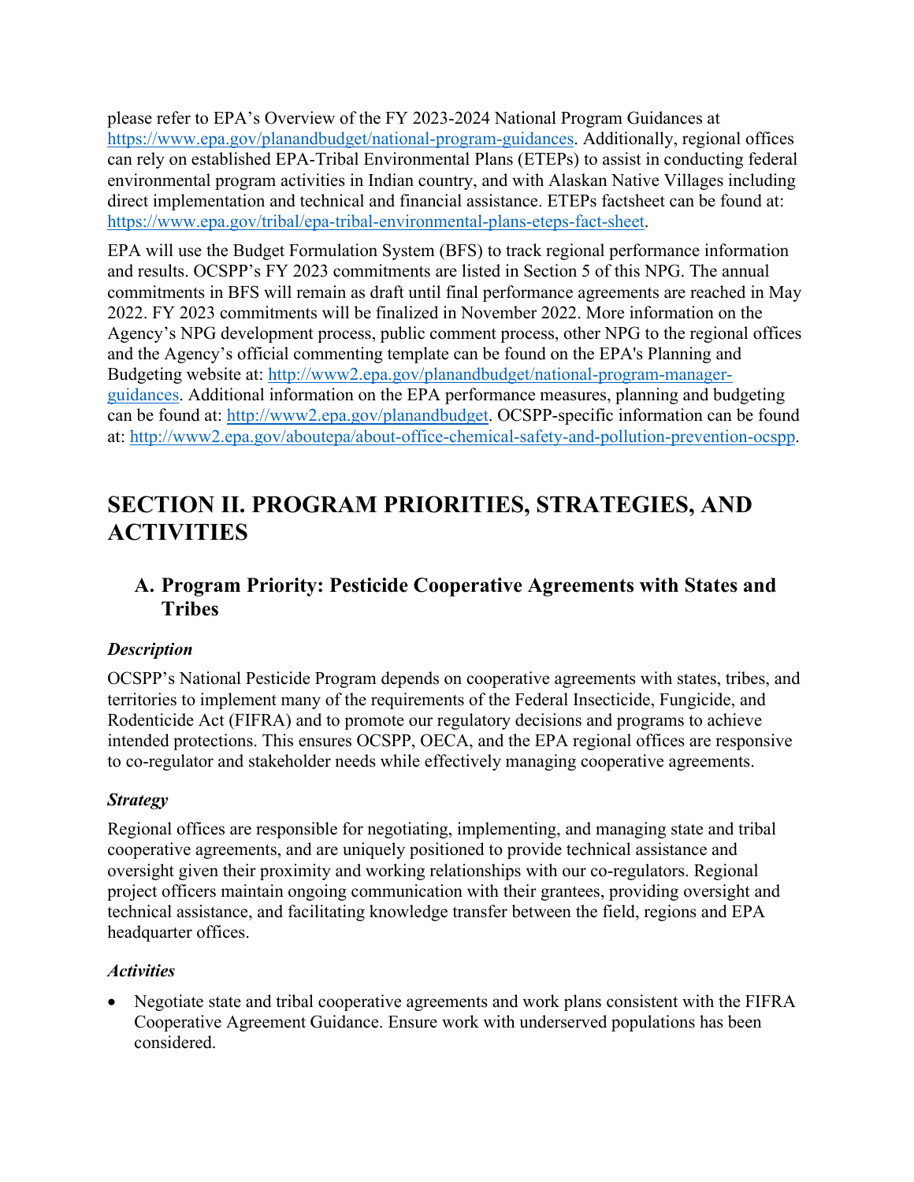please refer to EPA's Overview of the FY 2023-2024 National Program Guidances at https://www.epa.gov/planandbudget/national-program-guidances. Additionally, regional offices can rely on established EPA-Tribal Environmental Plans (ETEPs) to assist in conducting federal environmental program activities in Indian country, and with Alaskan Native Villages including direct implementation and technical and financial assistance. ETEPs factsheet can be found at: https://www.epa.gov/tribal/epa-tribal-environmental-plans-eteps-fact-sheet.

EPA will use the Budget Formulation System (BFS) to track regional performance information and results. OCSPP's FY 2023 commitments are listed in Section 5 of this NPG. The annual commitments in BFS will remain as draft until final performance agreements are reached in May 2022. FY 2023 commitments will be finalized in November 2022. More information on the Agency's NPG development process, public comment process, other NPG to the regional offices and the Agency's official commenting template can be found on the EPA's Planning and Budgeting website at: http://www2.epa.gov/planandbudget/national-program-manager-guidances. Additional information on the EPA performance measures, planning and budgeting can be found at: http://www2.epa.gov/planandbudget. OCSPP-specific information can be found at: http://www2.epa.gov/aboutepa/about-office-chemical-safety-and-pollution-prevention-ocspp.

# SECTION II. PROGRAM PRIORITIES, STRATEGIES, AND ACTIVITIES

## A. Program Priority: Pesticide Cooperative Agreements with States and Tribes

***Description***

OCSPP's National Pesticide Program depends on cooperative agreements with states, tribes, and territories to implement many of the requirements of the Federal Insecticide, Fungicide, and Rodenticide Act (FIFRA) and to promote our regulatory decisions and programs to achieve intended protections. This ensures OCSPP, OECA, and the EPA regional offices are responsive to co-regulator and stakeholder needs while effectively managing cooperative agreements.

***Strategy***

Regional offices are responsible for negotiating, implementing, and managing state and tribal cooperative agreements, and are uniquely positioned to provide technical assistance and oversight given their proximity and working relationships with our co-regulators. Regional project officers maintain ongoing communication with their grantees, providing oversight and technical assistance, and facilitating knowledge transfer between the field, regions and EPA headquarter offices.

***Activities***

- Negotiate state and tribal cooperative agreements and work plans consistent with the FIFRA Cooperative Agreement Guidance. Ensure work with underserved populations has been considered.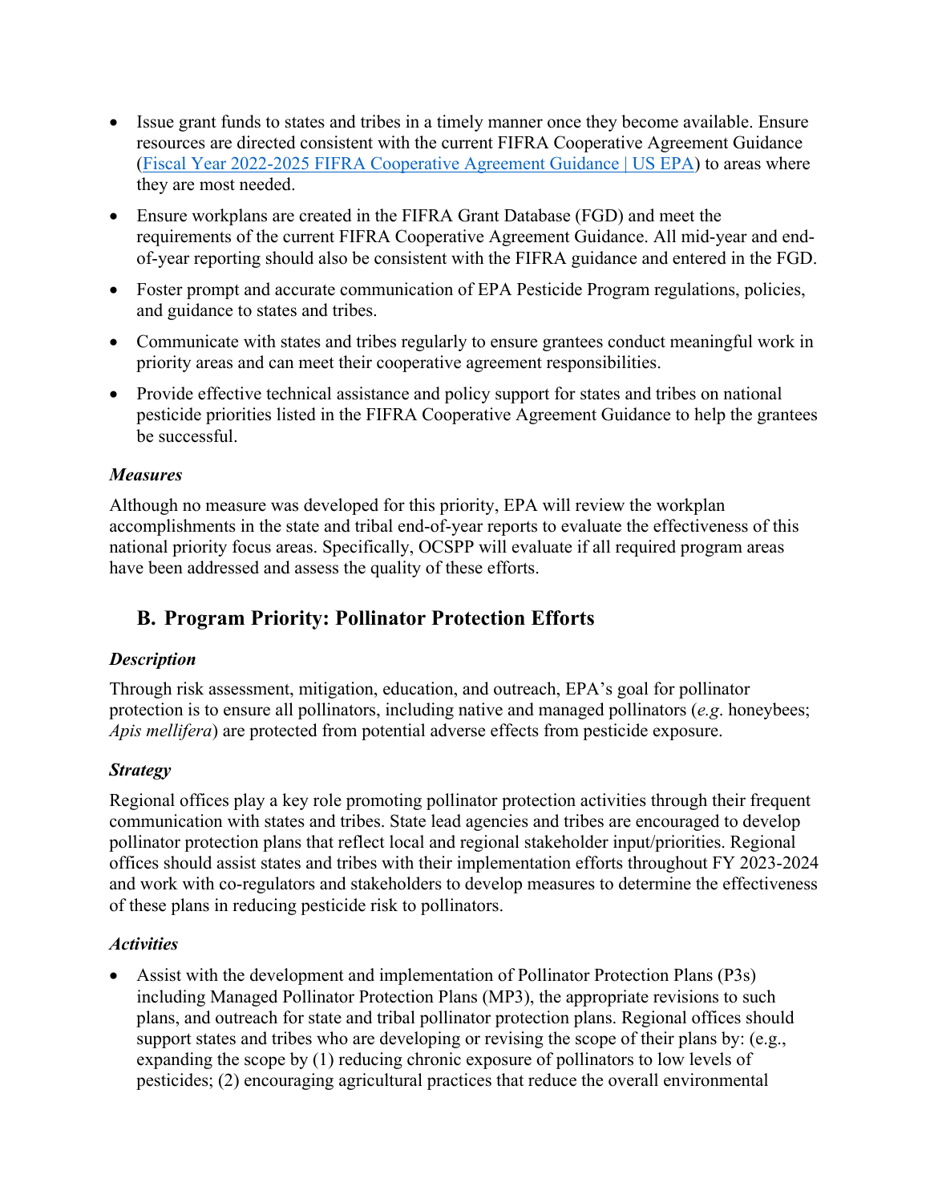- Issue grant funds to states and tribes in a timely manner once they become available. Ensure resources are directed consistent with the current FIFRA Cooperative Agreement Guidance ([Fiscal Year 2022-2025 FIFRA Cooperative Agreement Guidance | US EPA]) to areas where they are most needed.
- Ensure workplans are created in the FIFRA Grant Database (FGD) and meet the requirements of the current FIFRA Cooperative Agreement Guidance. All mid-year and end-of-year reporting should also be consistent with the FIFRA guidance and entered in the FGD.
- Foster prompt and accurate communication of EPA Pesticide Program regulations, policies, and guidance to states and tribes.
- Communicate with states and tribes regularly to ensure grantees conduct meaningful work in priority areas and can meet their cooperative agreement responsibilities.
- Provide effective technical assistance and policy support for states and tribes on national pesticide priorities listed in the FIFRA Cooperative Agreement Guidance to help the grantees be successful.

***Measures***

Although no measure was developed for this priority, EPA will review the workplan accomplishments in the state and tribal end-of-year reports to evaluate the effectiveness of this national priority focus areas. Specifically, OCSPP will evaluate if all required program areas have been addressed and assess the quality of these efforts.

## B. Program Priority: Pollinator Protection Efforts

***Description***

Through risk assessment, mitigation, education, and outreach, EPA's goal for pollinator protection is to ensure all pollinators, including native and managed pollinators (*e.g*. honeybees; *Apis mellifera*) are protected from potential adverse effects from pesticide exposure.

***Strategy***

Regional offices play a key role promoting pollinator protection activities through their frequent communication with states and tribes. State lead agencies and tribes are encouraged to develop pollinator protection plans that reflect local and regional stakeholder input/priorities. Regional offices should assist states and tribes with their implementation efforts throughout FY 2023-2024 and work with co-regulators and stakeholders to develop measures to determine the effectiveness of these plans in reducing pesticide risk to pollinators.

***Activities***

- Assist with the development and implementation of Pollinator Protection Plans (P3s) including Managed Pollinator Protection Plans (MP3), the appropriate revisions to such plans, and outreach for state and tribal pollinator protection plans. Regional offices should support states and tribes who are developing or revising the scope of their plans by: (e.g., expanding the scope by (1) reducing chronic exposure of pollinators to low levels of pesticides; (2) encouraging agricultural practices that reduce the overall environmental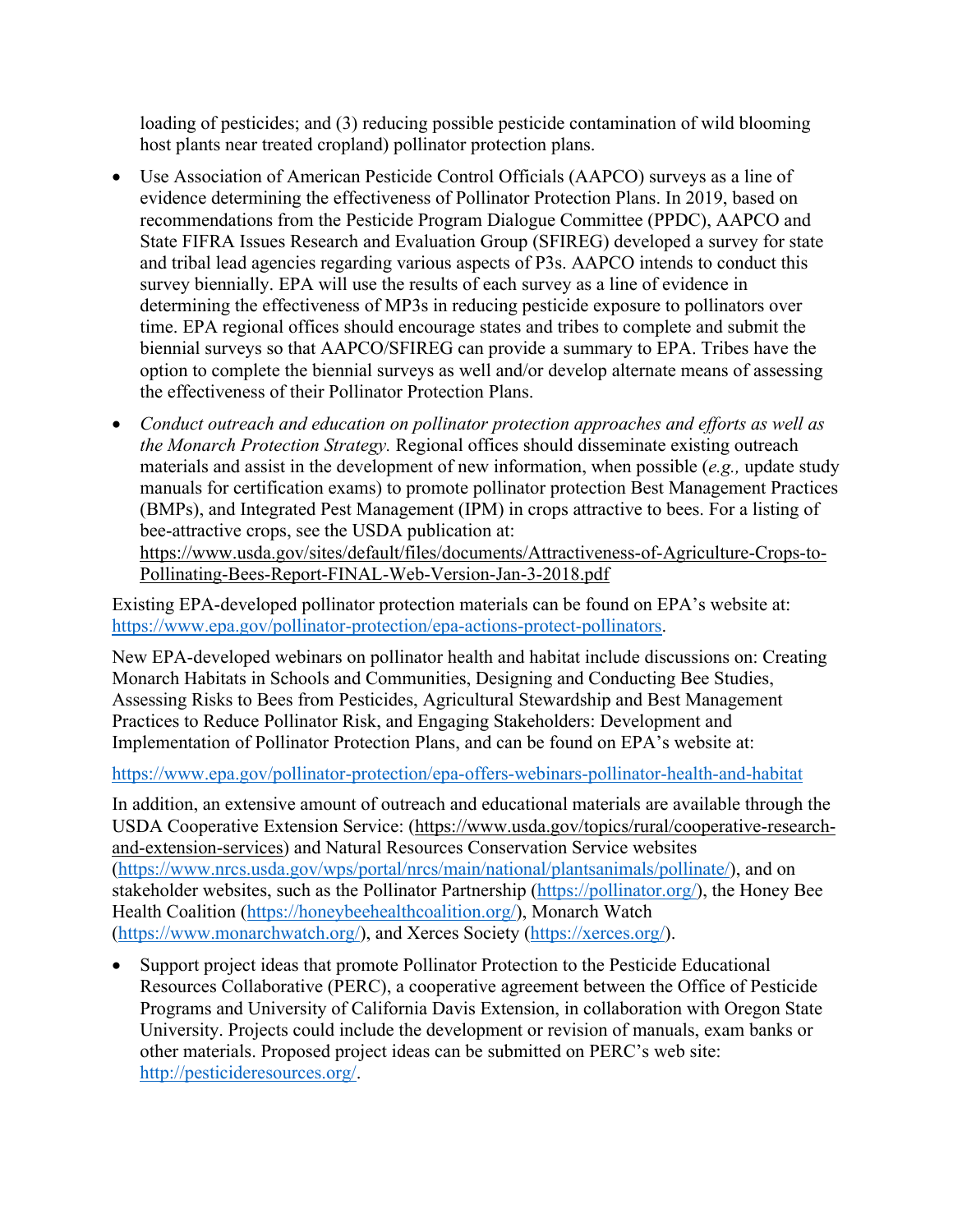loading of pesticides; and (3) reducing possible pesticide contamination of wild blooming host plants near treated cropland) pollinator protection plans.

- Use Association of American Pesticide Control Officials (AAPCO) surveys as a line of evidence determining the effectiveness of Pollinator Protection Plans. In 2019, based on recommendations from the Pesticide Program Dialogue Committee (PPDC), AAPCO and State FIFRA Issues Research and Evaluation Group (SFIREG) developed a survey for state and tribal lead agencies regarding various aspects of P3s. AAPCO intends to conduct this survey biennially. EPA will use the results of each survey as a line of evidence in determining the effectiveness of MP3s in reducing pesticide exposure to pollinators over time. EPA regional offices should encourage states and tribes to complete and submit the biennial surveys so that AAPCO/SFIREG can provide a summary to EPA. Tribes have the option to complete the biennial surveys as well and/or develop alternate means of assessing the effectiveness of their Pollinator Protection Plans.

- *Conduct outreach and education on pollinator protection approaches and efforts as well as the Monarch Protection Strategy.* Regional offices should disseminate existing outreach materials and assist in the development of new information, when possible (*e.g.,* update study manuals for certification exams) to promote pollinator protection Best Management Practices (BMPs), and Integrated Pest Management (IPM) in crops attractive to bees. For a listing of bee-attractive crops, see the USDA publication at: https://www.usda.gov/sites/default/files/documents/Attractiveness-of-Agriculture-Crops-to-Pollinating-Bees-Report-FINAL-Web-Version-Jan-3-2018.pdf

Existing EPA-developed pollinator protection materials can be found on EPA's website at: https://www.epa.gov/pollinator-protection/epa-actions-protect-pollinators.

New EPA-developed webinars on pollinator health and habitat include discussions on: Creating Monarch Habitats in Schools and Communities, Designing and Conducting Bee Studies, Assessing Risks to Bees from Pesticides, Agricultural Stewardship and Best Management Practices to Reduce Pollinator Risk, and Engaging Stakeholders: Development and Implementation of Pollinator Protection Plans, and can be found on EPA's website at:

https://www.epa.gov/pollinator-protection/epa-offers-webinars-pollinator-health-and-habitat

In addition, an extensive amount of outreach and educational materials are available through the USDA Cooperative Extension Service: (https://www.usda.gov/topics/rural/cooperative-research-and-extension-services) and Natural Resources Conservation Service websites (https://www.nrcs.usda.gov/wps/portal/nrcs/main/national/plantsanimals/pollinate/), and on stakeholder websites, such as the Pollinator Partnership (https://pollinator.org/), the Honey Bee Health Coalition (https://honeybeehealthcoalition.org/), Monarch Watch (https://www.monarchwatch.org/), and Xerces Society (https://xerces.org/).

- Support project ideas that promote Pollinator Protection to the Pesticide Educational Resources Collaborative (PERC), a cooperative agreement between the Office of Pesticide Programs and University of California Davis Extension, in collaboration with Oregon State University. Projects could include the development or revision of manuals, exam banks or other materials. Proposed project ideas can be submitted on PERC's web site: http://pesticideresources.org/.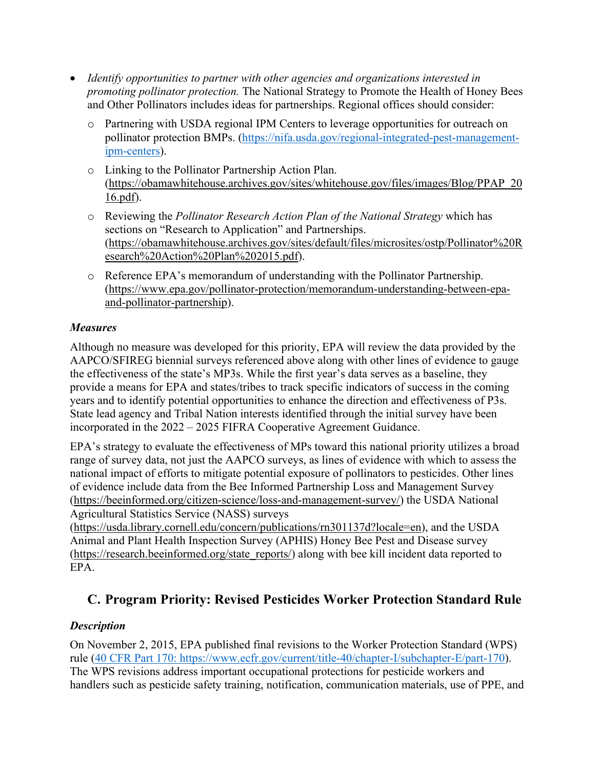- *Identify opportunities to partner with other agencies and organizations interested in promoting pollinator protection.* The National Strategy to Promote the Health of Honey Bees and Other Pollinators includes ideas for partnerships. Regional offices should consider:
    - Partnering with USDA regional IPM Centers to leverage opportunities for outreach on pollinator protection BMPs. (https://nifa.usda.gov/regional-integrated-pest-management-ipm-centers).
    - Linking to the Pollinator Partnership Action Plan. (https://obamawhitehouse.archives.gov/sites/whitehouse.gov/files/images/Blog/PPAP_2016.pdf).
    - Reviewing the *Pollinator Research Action Plan of the National Strategy* which has sections on "Research to Application" and Partnerships. (https://obamawhitehouse.archives.gov/sites/default/files/microsites/ostp/Pollinator%20Research%20Action%20Plan%202015.pdf).
    - Reference EPA's memorandum of understanding with the Pollinator Partnership. (https://www.epa.gov/pollinator-protection/memorandum-understanding-between-epa-and-pollinator-partnership).

### *Measures*

Although no measure was developed for this priority, EPA will review the data provided by the AAPCO/SFIREG biennial surveys referenced above along with other lines of evidence to gauge the effectiveness of the state's MP3s. While the first year's data serves as a baseline, they provide a means for EPA and states/tribes to track specific indicators of success in the coming years and to identify potential opportunities to enhance the direction and effectiveness of P3s. State lead agency and Tribal Nation interests identified through the initial survey have been incorporated in the 2022 – 2025 FIFRA Cooperative Agreement Guidance.

EPA's strategy to evaluate the effectiveness of MPs toward this national priority utilizes a broad range of survey data, not just the AAPCO surveys, as lines of evidence with which to assess the national impact of efforts to mitigate potential exposure of pollinators to pesticides. Other lines of evidence include data from the Bee Informed Partnership Loss and Management Survey (https://beeinformed.org/citizen-science/loss-and-management-survey/) the USDA National Agricultural Statistics Service (NASS) surveys (https://usda.library.cornell.edu/concern/publications/rn301137d?locale=en), and the USDA Animal and Plant Health Inspection Survey (APHIS) Honey Bee Pest and Disease survey (https://research.beeinformed.org/state_reports/) along with bee kill incident data reported to EPA.

## C. Program Priority: Revised Pesticides Worker Protection Standard Rule

### *Description*

On November 2, 2015, EPA published final revisions to the Worker Protection Standard (WPS) rule (40 CFR Part 170: https://www.ecfr.gov/current/title-40/chapter-I/subchapter-E/part-170). The WPS revisions address important occupational protections for pesticide workers and handlers such as pesticide safety training, notification, communication materials, use of PPE, and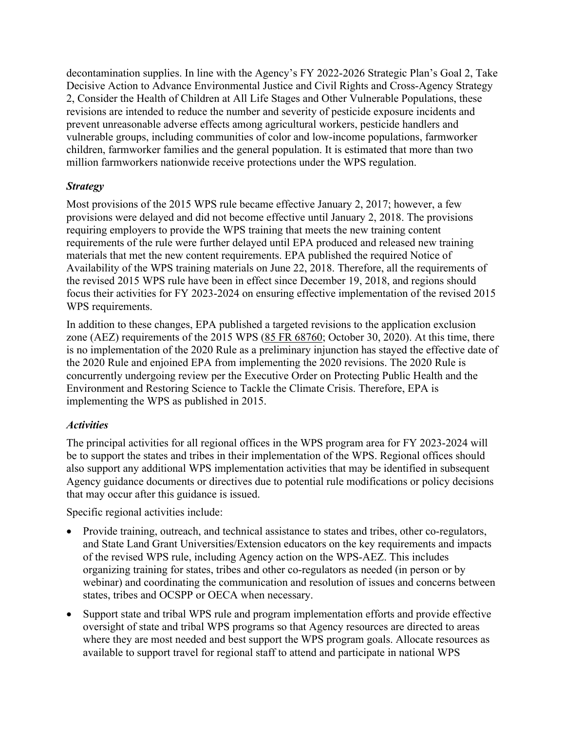decontamination supplies. In line with the Agency's FY 2022-2026 Strategic Plan's Goal 2, Take Decisive Action to Advance Environmental Justice and Civil Rights and Cross-Agency Strategy 2, Consider the Health of Children at All Life Stages and Other Vulnerable Populations, these revisions are intended to reduce the number and severity of pesticide exposure incidents and prevent unreasonable adverse effects among agricultural workers, pesticide handlers and vulnerable groups, including communities of color and low-income populations, farmworker children, farmworker families and the general population. It is estimated that more than two million farmworkers nationwide receive protections under the WPS regulation.

### *Strategy*

Most provisions of the 2015 WPS rule became effective January 2, 2017; however, a few provisions were delayed and did not become effective until January 2, 2018. The provisions requiring employers to provide the WPS training that meets the new training content requirements of the rule were further delayed until EPA produced and released new training materials that met the new content requirements. EPA published the required Notice of Availability of the WPS training materials on June 22, 2018. Therefore, all the requirements of the revised 2015 WPS rule have been in effect since December 19, 2018, and regions should focus their activities for FY 2023-2024 on ensuring effective implementation of the revised 2015 WPS requirements.

In addition to these changes, EPA published a targeted revisions to the application exclusion zone (AEZ) requirements of the 2015 WPS (85 FR 68760; October 30, 2020). At this time, there is no implementation of the 2020 Rule as a preliminary injunction has stayed the effective date of the 2020 Rule and enjoined EPA from implementing the 2020 revisions. The 2020 Rule is concurrently undergoing review per the Executive Order on Protecting Public Health and the Environment and Restoring Science to Tackle the Climate Crisis. Therefore, EPA is implementing the WPS as published in 2015.

### *Activities*

The principal activities for all regional offices in the WPS program area for FY 2023-2024 will be to support the states and tribes in their implementation of the WPS. Regional offices should also support any additional WPS implementation activities that may be identified in subsequent Agency guidance documents or directives due to potential rule modifications or policy decisions that may occur after this guidance is issued.

Specific regional activities include:

- Provide training, outreach, and technical assistance to states and tribes, other co-regulators, and State Land Grant Universities/Extension educators on the key requirements and impacts of the revised WPS rule, including Agency action on the WPS-AEZ. This includes organizing training for states, tribes and other co-regulators as needed (in person or by webinar) and coordinating the communication and resolution of issues and concerns between states, tribes and OCSPP or OECA when necessary.
- Support state and tribal WPS rule and program implementation efforts and provide effective oversight of state and tribal WPS programs so that Agency resources are directed to areas where they are most needed and best support the WPS program goals. Allocate resources as available to support travel for regional staff to attend and participate in national WPS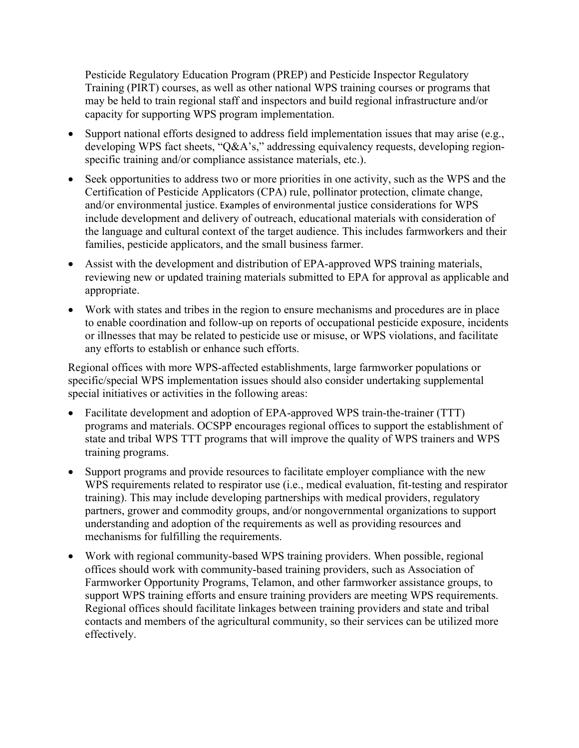Pesticide Regulatory Education Program (PREP) and Pesticide Inspector Regulatory Training (PIRT) courses, as well as other national WPS training courses or programs that may be held to train regional staff and inspectors and build regional infrastructure and/or capacity for supporting WPS program implementation.

- Support national efforts designed to address field implementation issues that may arise (e.g., developing WPS fact sheets, "Q&A's," addressing equivalency requests, developing region-specific training and/or compliance assistance materials, etc.).
- Seek opportunities to address two or more priorities in one activity, such as the WPS and the Certification of Pesticide Applicators (CPA) rule, pollinator protection, climate change, and/or environmental justice. Examples of environmental justice considerations for WPS include development and delivery of outreach, educational materials with consideration of the language and cultural context of the target audience. This includes farmworkers and their families, pesticide applicators, and the small business farmer.
- Assist with the development and distribution of EPA-approved WPS training materials, reviewing new or updated training materials submitted to EPA for approval as applicable and appropriate.
- Work with states and tribes in the region to ensure mechanisms and procedures are in place to enable coordination and follow-up on reports of occupational pesticide exposure, incidents or illnesses that may be related to pesticide use or misuse, or WPS violations, and facilitate any efforts to establish or enhance such efforts.

Regional offices with more WPS-affected establishments, large farmworker populations or specific/special WPS implementation issues should also consider undertaking supplemental special initiatives or activities in the following areas:

- Facilitate development and adoption of EPA-approved WPS train-the-trainer (TTT) programs and materials. OCSPP encourages regional offices to support the establishment of state and tribal WPS TTT programs that will improve the quality of WPS trainers and WPS training programs.
- Support programs and provide resources to facilitate employer compliance with the new WPS requirements related to respirator use (i.e., medical evaluation, fit-testing and respirator training). This may include developing partnerships with medical providers, regulatory partners, grower and commodity groups, and/or nongovernmental organizations to support understanding and adoption of the requirements as well as providing resources and mechanisms for fulfilling the requirements.
- Work with regional community-based WPS training providers. When possible, regional offices should work with community-based training providers, such as Association of Farmworker Opportunity Programs, Telamon, and other farmworker assistance groups, to support WPS training efforts and ensure training providers are meeting WPS requirements. Regional offices should facilitate linkages between training providers and state and tribal contacts and members of the agricultural community, so their services can be utilized more effectively.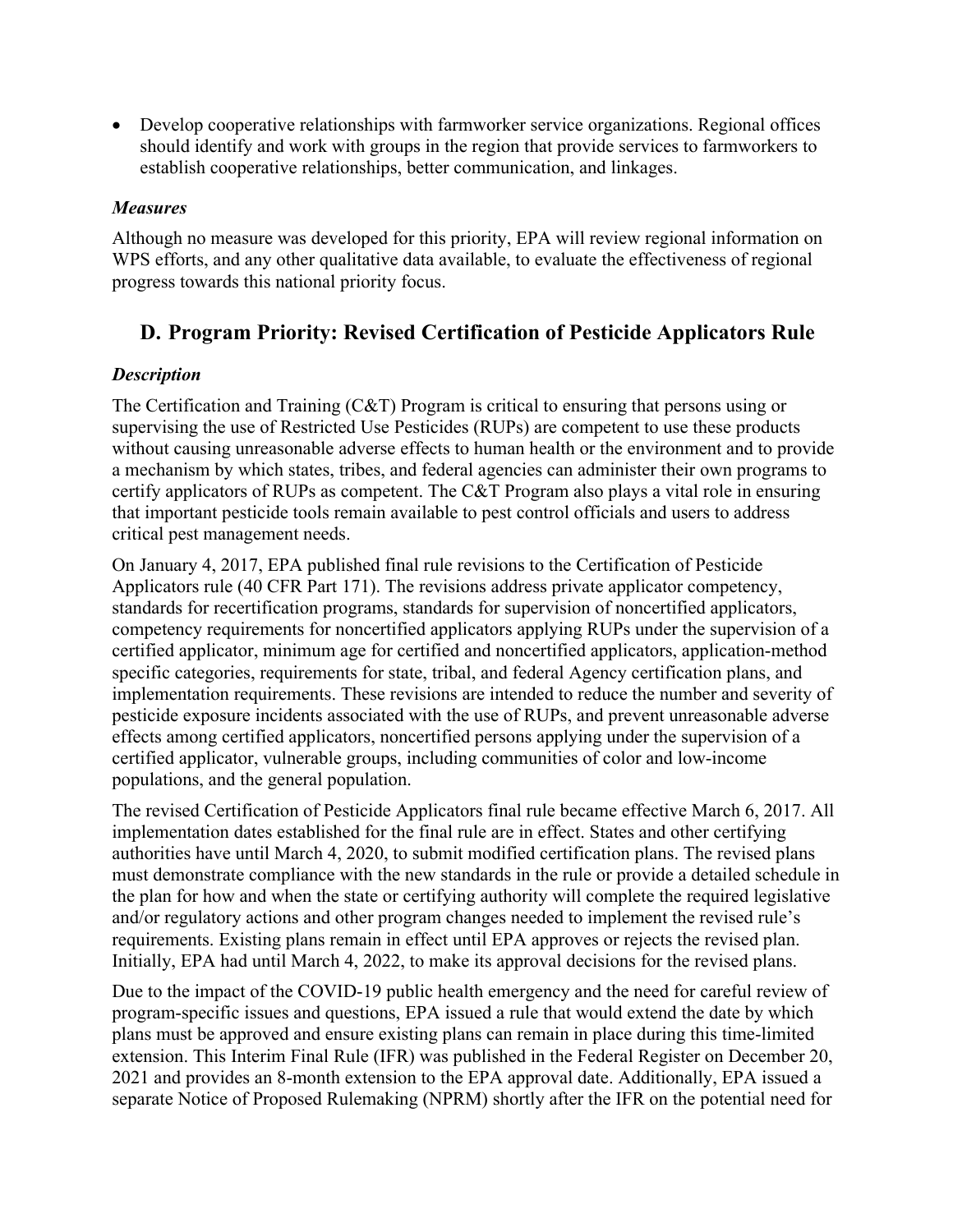- Develop cooperative relationships with farmworker service organizations. Regional offices should identify and work with groups in the region that provide services to farmworkers to establish cooperative relationships, better communication, and linkages.

### *Measures*

Although no measure was developed for this priority, EPA will review regional information on WPS efforts, and any other qualitative data available, to evaluate the effectiveness of regional progress towards this national priority focus.

## D. Program Priority: Revised Certification of Pesticide Applicators Rule

### *Description*

The Certification and Training (C&T) Program is critical to ensuring that persons using or supervising the use of Restricted Use Pesticides (RUPs) are competent to use these products without causing unreasonable adverse effects to human health or the environment and to provide a mechanism by which states, tribes, and federal agencies can administer their own programs to certify applicators of RUPs as competent. The C&T Program also plays a vital role in ensuring that important pesticide tools remain available to pest control officials and users to address critical pest management needs.

On January 4, 2017, EPA published final rule revisions to the Certification of Pesticide Applicators rule (40 CFR Part 171). The revisions address private applicator competency, standards for recertification programs, standards for supervision of noncertified applicators, competency requirements for noncertified applicators applying RUPs under the supervision of a certified applicator, minimum age for certified and noncertified applicators, application-method specific categories, requirements for state, tribal, and federal Agency certification plans, and implementation requirements. These revisions are intended to reduce the number and severity of pesticide exposure incidents associated with the use of RUPs, and prevent unreasonable adverse effects among certified applicators, noncertified persons applying under the supervision of a certified applicator, vulnerable groups, including communities of color and low-income populations, and the general population.

The revised Certification of Pesticide Applicators final rule became effective March 6, 2017. All implementation dates established for the final rule are in effect. States and other certifying authorities have until March 4, 2020, to submit modified certification plans. The revised plans must demonstrate compliance with the new standards in the rule or provide a detailed schedule in the plan for how and when the state or certifying authority will complete the required legislative and/or regulatory actions and other program changes needed to implement the revised rule's requirements. Existing plans remain in effect until EPA approves or rejects the revised plan. Initially, EPA had until March 4, 2022, to make its approval decisions for the revised plans.

Due to the impact of the COVID-19 public health emergency and the need for careful review of program-specific issues and questions, EPA issued a rule that would extend the date by which plans must be approved and ensure existing plans can remain in place during this time-limited extension. This Interim Final Rule (IFR) was published in the Federal Register on December 20, 2021 and provides an 8-month extension to the EPA approval date. Additionally, EPA issued a separate Notice of Proposed Rulemaking (NPRM) shortly after the IFR on the potential need for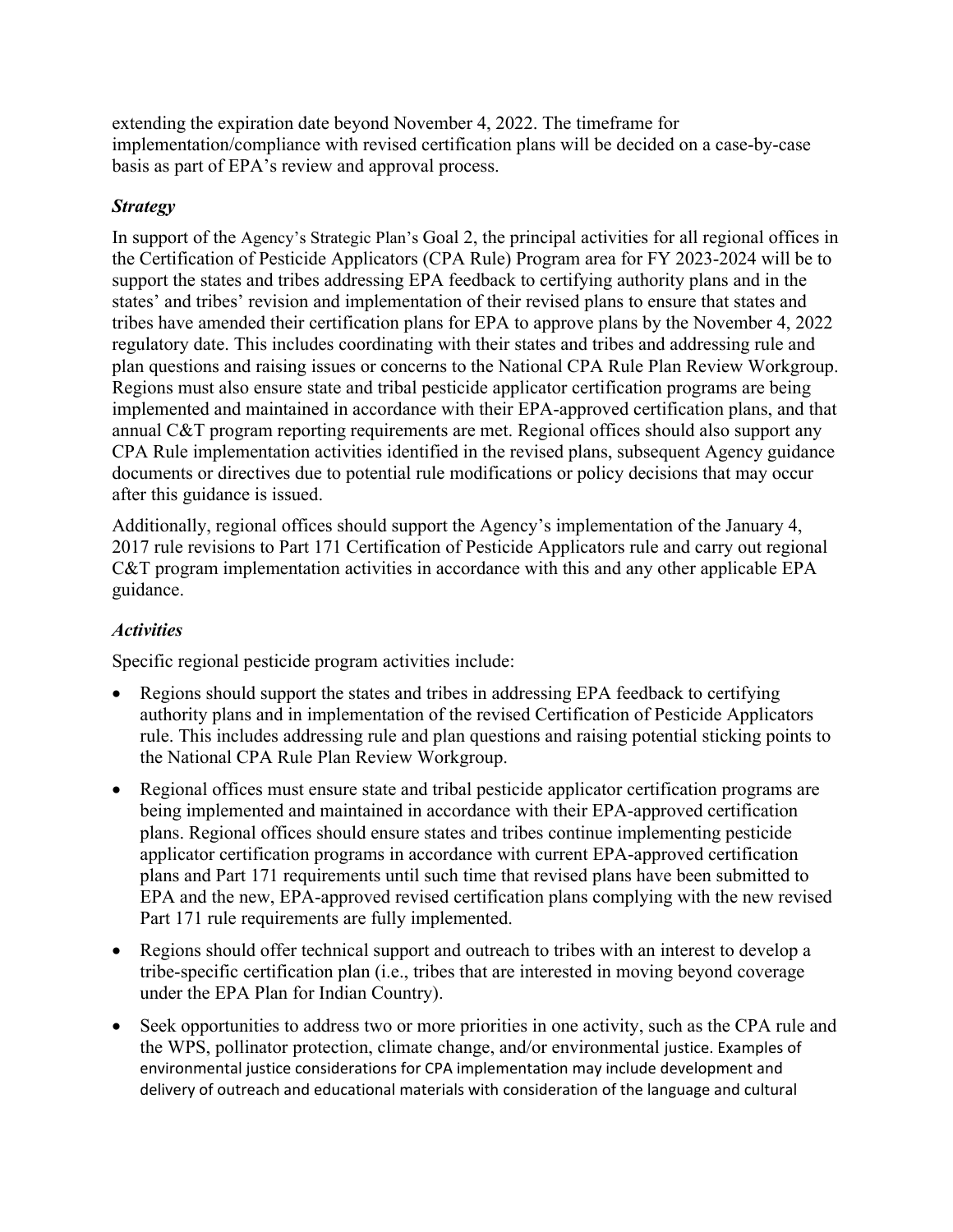extending the expiration date beyond November 4, 2022. The timeframe for implementation/compliance with revised certification plans will be decided on a case-by-case basis as part of EPA's review and approval process.

### *Strategy*

In support of the Agency's Strategic Plan's Goal 2, the principal activities for all regional offices in the Certification of Pesticide Applicators (CPA Rule) Program area for FY 2023-2024 will be to support the states and tribes addressing EPA feedback to certifying authority plans and in the states' and tribes' revision and implementation of their revised plans to ensure that states and tribes have amended their certification plans for EPA to approve plans by the November 4, 2022 regulatory date. This includes coordinating with their states and tribes and addressing rule and plan questions and raising issues or concerns to the National CPA Rule Plan Review Workgroup. Regions must also ensure state and tribal pesticide applicator certification programs are being implemented and maintained in accordance with their EPA-approved certification plans, and that annual C&T program reporting requirements are met. Regional offices should also support any CPA Rule implementation activities identified in the revised plans, subsequent Agency guidance documents or directives due to potential rule modifications or policy decisions that may occur after this guidance is issued.

Additionally, regional offices should support the Agency's implementation of the January 4, 2017 rule revisions to Part 171 Certification of Pesticide Applicators rule and carry out regional C&T program implementation activities in accordance with this and any other applicable EPA guidance.

### *Activities*

Specific regional pesticide program activities include:

- Regions should support the states and tribes in addressing EPA feedback to certifying authority plans and in implementation of the revised Certification of Pesticide Applicators rule. This includes addressing rule and plan questions and raising potential sticking points to the National CPA Rule Plan Review Workgroup.
- Regional offices must ensure state and tribal pesticide applicator certification programs are being implemented and maintained in accordance with their EPA-approved certification plans. Regional offices should ensure states and tribes continue implementing pesticide applicator certification programs in accordance with current EPA-approved certification plans and Part 171 requirements until such time that revised plans have been submitted to EPA and the new, EPA-approved revised certification plans complying with the new revised Part 171 rule requirements are fully implemented.
- Regions should offer technical support and outreach to tribes with an interest to develop a tribe-specific certification plan (i.e., tribes that are interested in moving beyond coverage under the EPA Plan for Indian Country).
- Seek opportunities to address two or more priorities in one activity, such as the CPA rule and the WPS, pollinator protection, climate change, and/or environmental justice. Examples of environmental justice considerations for CPA implementation may include development and delivery of outreach and educational materials with consideration of the language and cultural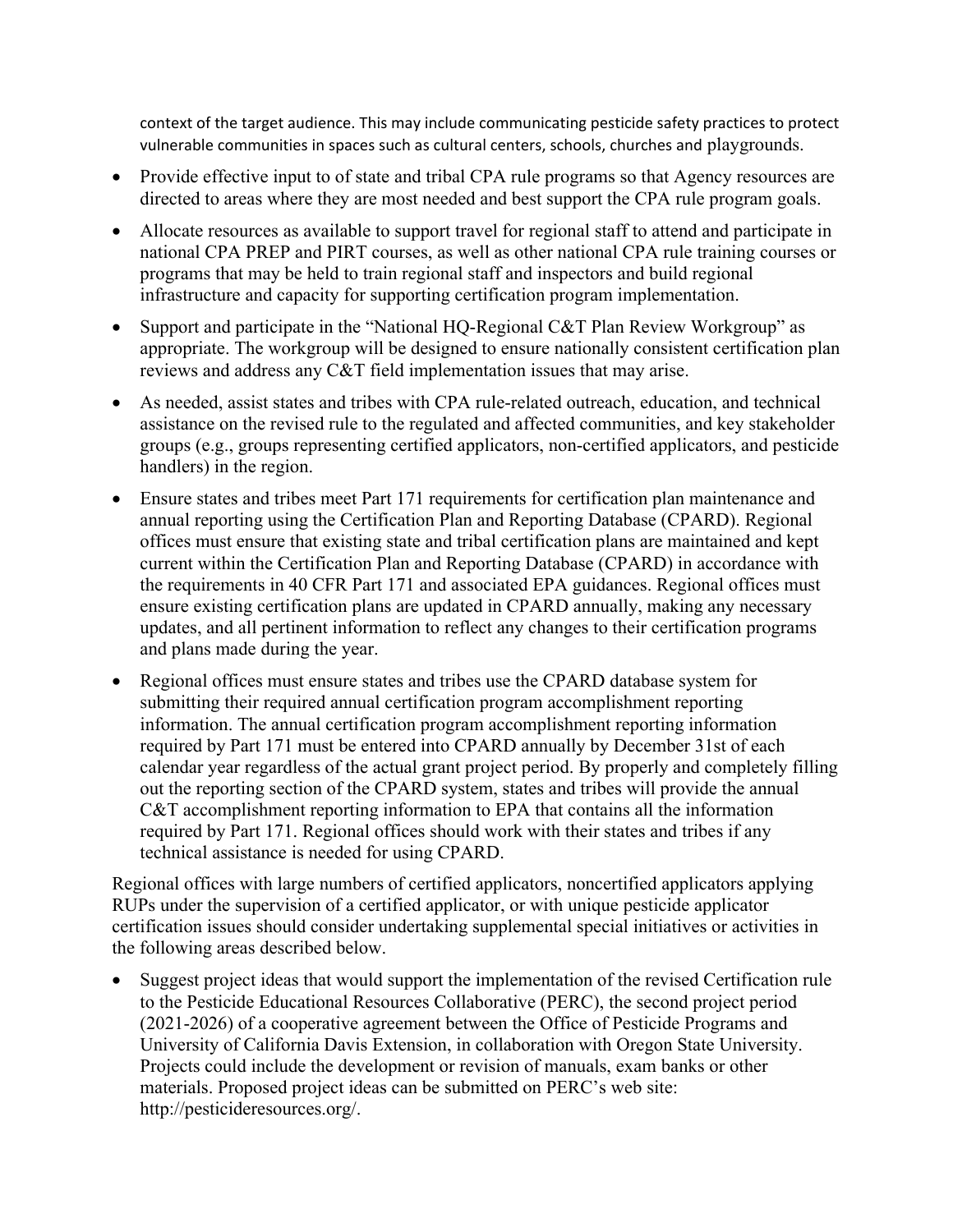context of the target audience. This may include communicating pesticide safety practices to protect vulnerable communities in spaces such as cultural centers, schools, churches and playgrounds.

- Provide effective input to of state and tribal CPA rule programs so that Agency resources are directed to areas where they are most needed and best support the CPA rule program goals.
- Allocate resources as available to support travel for regional staff to attend and participate in national CPA PREP and PIRT courses, as well as other national CPA rule training courses or programs that may be held to train regional staff and inspectors and build regional infrastructure and capacity for supporting certification program implementation.
- Support and participate in the "National HQ-Regional C&T Plan Review Workgroup" as appropriate. The workgroup will be designed to ensure nationally consistent certification plan reviews and address any C&T field implementation issues that may arise.
- As needed, assist states and tribes with CPA rule-related outreach, education, and technical assistance on the revised rule to the regulated and affected communities, and key stakeholder groups (e.g., groups representing certified applicators, non-certified applicators, and pesticide handlers) in the region.
- Ensure states and tribes meet Part 171 requirements for certification plan maintenance and annual reporting using the Certification Plan and Reporting Database (CPARD). Regional offices must ensure that existing state and tribal certification plans are maintained and kept current within the Certification Plan and Reporting Database (CPARD) in accordance with the requirements in 40 CFR Part 171 and associated EPA guidances. Regional offices must ensure existing certification plans are updated in CPARD annually, making any necessary updates, and all pertinent information to reflect any changes to their certification programs and plans made during the year.
- Regional offices must ensure states and tribes use the CPARD database system for submitting their required annual certification program accomplishment reporting information. The annual certification program accomplishment reporting information required by Part 171 must be entered into CPARD annually by December 31st of each calendar year regardless of the actual grant project period. By properly and completely filling out the reporting section of the CPARD system, states and tribes will provide the annual C&T accomplishment reporting information to EPA that contains all the information required by Part 171. Regional offices should work with their states and tribes if any technical assistance is needed for using CPARD.

Regional offices with large numbers of certified applicators, noncertified applicators applying RUPs under the supervision of a certified applicator, or with unique pesticide applicator certification issues should consider undertaking supplemental special initiatives or activities in the following areas described below.

- Suggest project ideas that would support the implementation of the revised Certification rule to the Pesticide Educational Resources Collaborative (PERC), the second project period (2021-2026) of a cooperative agreement between the Office of Pesticide Programs and University of California Davis Extension, in collaboration with Oregon State University. Projects could include the development or revision of manuals, exam banks or other materials. Proposed project ideas can be submitted on PERC's web site: http://pesticideresources.org/.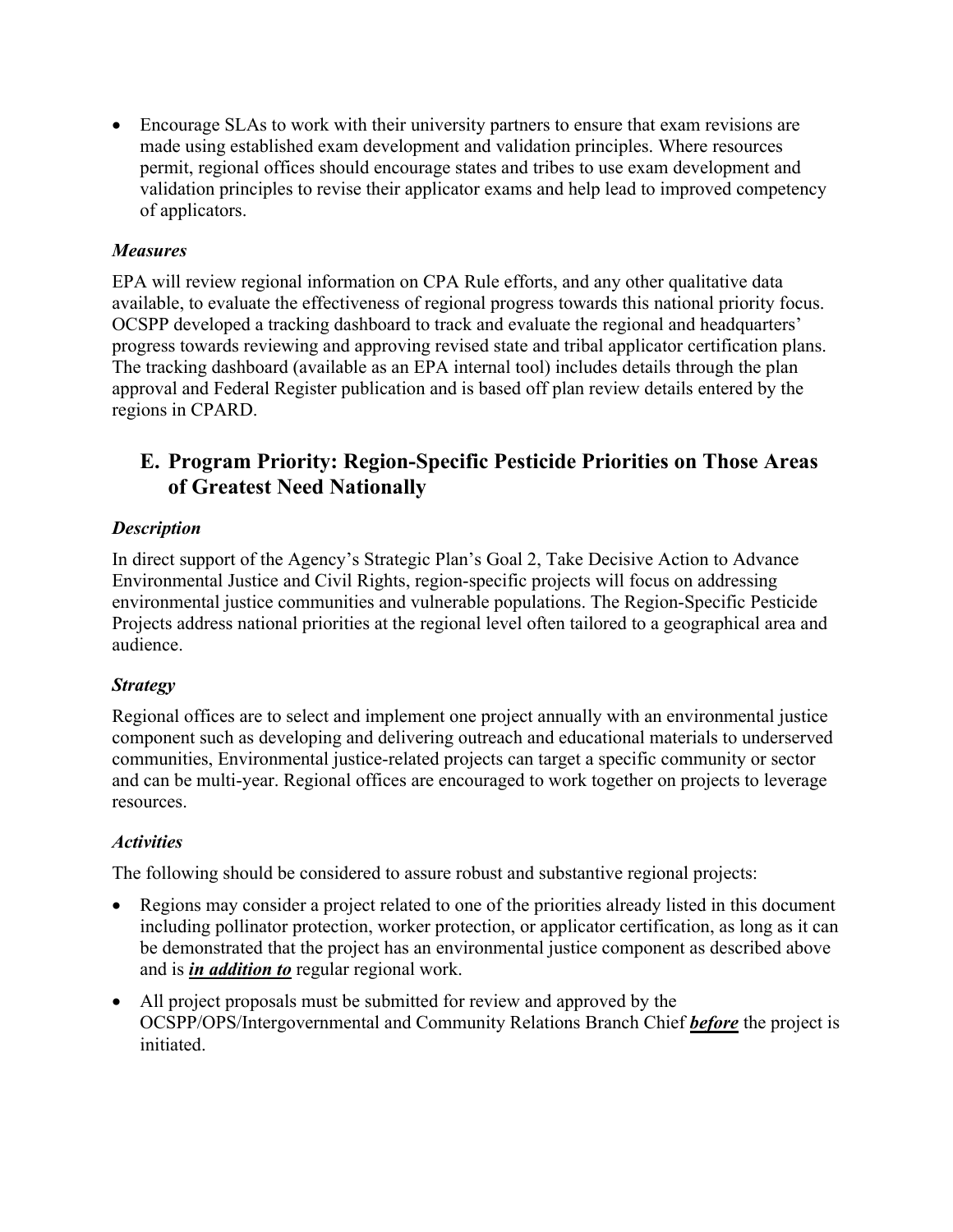- Encourage SLAs to work with their university partners to ensure that exam revisions are made using established exam development and validation principles. Where resources permit, regional offices should encourage states and tribes to use exam development and validation principles to revise their applicator exams and help lead to improved competency of applicators.

### *Measures*

EPA will review regional information on CPA Rule efforts, and any other qualitative data available, to evaluate the effectiveness of regional progress towards this national priority focus. OCSPP developed a tracking dashboard to track and evaluate the regional and headquarters' progress towards reviewing and approving revised state and tribal applicator certification plans. The tracking dashboard (available as an EPA internal tool) includes details through the plan approval and Federal Register publication and is based off plan review details entered by the regions in CPARD.

## E. Program Priority: Region-Specific Pesticide Priorities on Those Areas of Greatest Need Nationally

### *Description*

In direct support of the Agency's Strategic Plan's Goal 2, Take Decisive Action to Advance Environmental Justice and Civil Rights, region-specific projects will focus on addressing environmental justice communities and vulnerable populations. The Region-Specific Pesticide Projects address national priorities at the regional level often tailored to a geographical area and audience.

### *Strategy*

Regional offices are to select and implement one project annually with an environmental justice component such as developing and delivering outreach and educational materials to underserved communities, Environmental justice-related projects can target a specific community or sector and can be multi-year. Regional offices are encouraged to work together on projects to leverage resources.

### *Activities*

The following should be considered to assure robust and substantive regional projects:

- Regions may consider a project related to one of the priorities already listed in this document including pollinator protection, worker protection, or applicator certification, as long as it can be demonstrated that the project has an environmental justice component as described above and is ***in addition to*** regular regional work.
- All project proposals must be submitted for review and approved by the OCSPP/OPS/Intergovernmental and Community Relations Branch Chief ***before*** the project is initiated.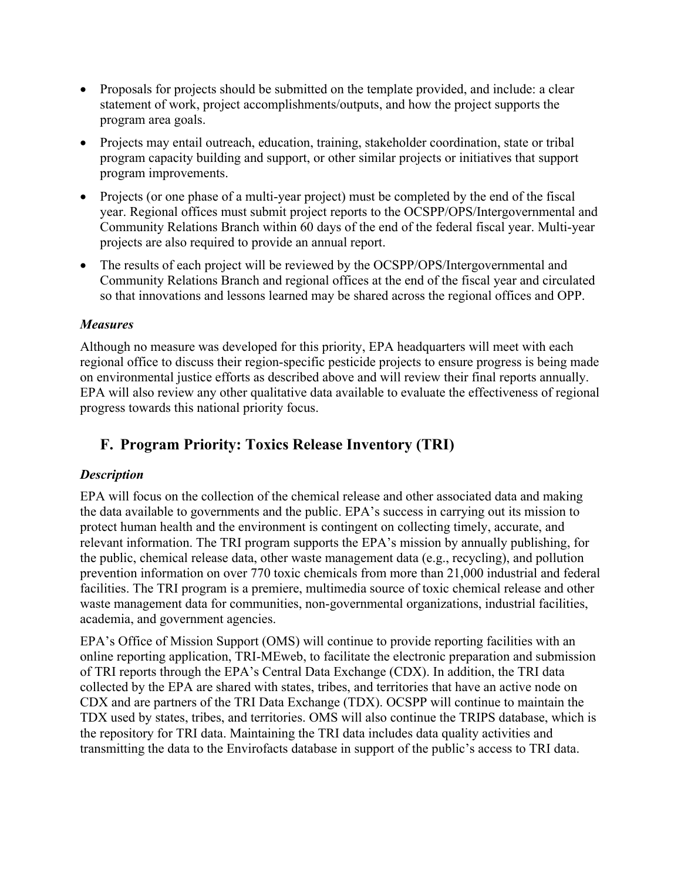- Proposals for projects should be submitted on the template provided, and include: a clear statement of work, project accomplishments/outputs, and how the project supports the program area goals.
- Projects may entail outreach, education, training, stakeholder coordination, state or tribal program capacity building and support, or other similar projects or initiatives that support program improvements.
- Projects (or one phase of a multi-year project) must be completed by the end of the fiscal year. Regional offices must submit project reports to the OCSPP/OPS/Intergovernmental and Community Relations Branch within 60 days of the end of the federal fiscal year. Multi-year projects are also required to provide an annual report.
- The results of each project will be reviewed by the OCSPP/OPS/Intergovernmental and Community Relations Branch and regional offices at the end of the fiscal year and circulated so that innovations and lessons learned may be shared across the regional offices and OPP.

### *Measures*

Although no measure was developed for this priority, EPA headquarters will meet with each regional office to discuss their region-specific pesticide projects to ensure progress is being made on environmental justice efforts as described above and will review their final reports annually. EPA will also review any other qualitative data available to evaluate the effectiveness of regional progress towards this national priority focus.

## F. Program Priority: Toxics Release Inventory (TRI)

### *Description*

EPA will focus on the collection of the chemical release and other associated data and making the data available to governments and the public. EPA's success in carrying out its mission to protect human health and the environment is contingent on collecting timely, accurate, and relevant information. The TRI program supports the EPA's mission by annually publishing, for the public, chemical release data, other waste management data (e.g., recycling), and pollution prevention information on over 770 toxic chemicals from more than 21,000 industrial and federal facilities. The TRI program is a premiere, multimedia source of toxic chemical release and other waste management data for communities, non-governmental organizations, industrial facilities, academia, and government agencies.

EPA's Office of Mission Support (OMS) will continue to provide reporting facilities with an online reporting application, TRI-MEweb, to facilitate the electronic preparation and submission of TRI reports through the EPA's Central Data Exchange (CDX). In addition, the TRI data collected by the EPA are shared with states, tribes, and territories that have an active node on CDX and are partners of the TRI Data Exchange (TDX). OCSPP will continue to maintain the TDX used by states, tribes, and territories. OMS will also continue the TRIPS database, which is the repository for TRI data. Maintaining the TRI data includes data quality activities and transmitting the data to the Envirofacts database in support of the public's access to TRI data.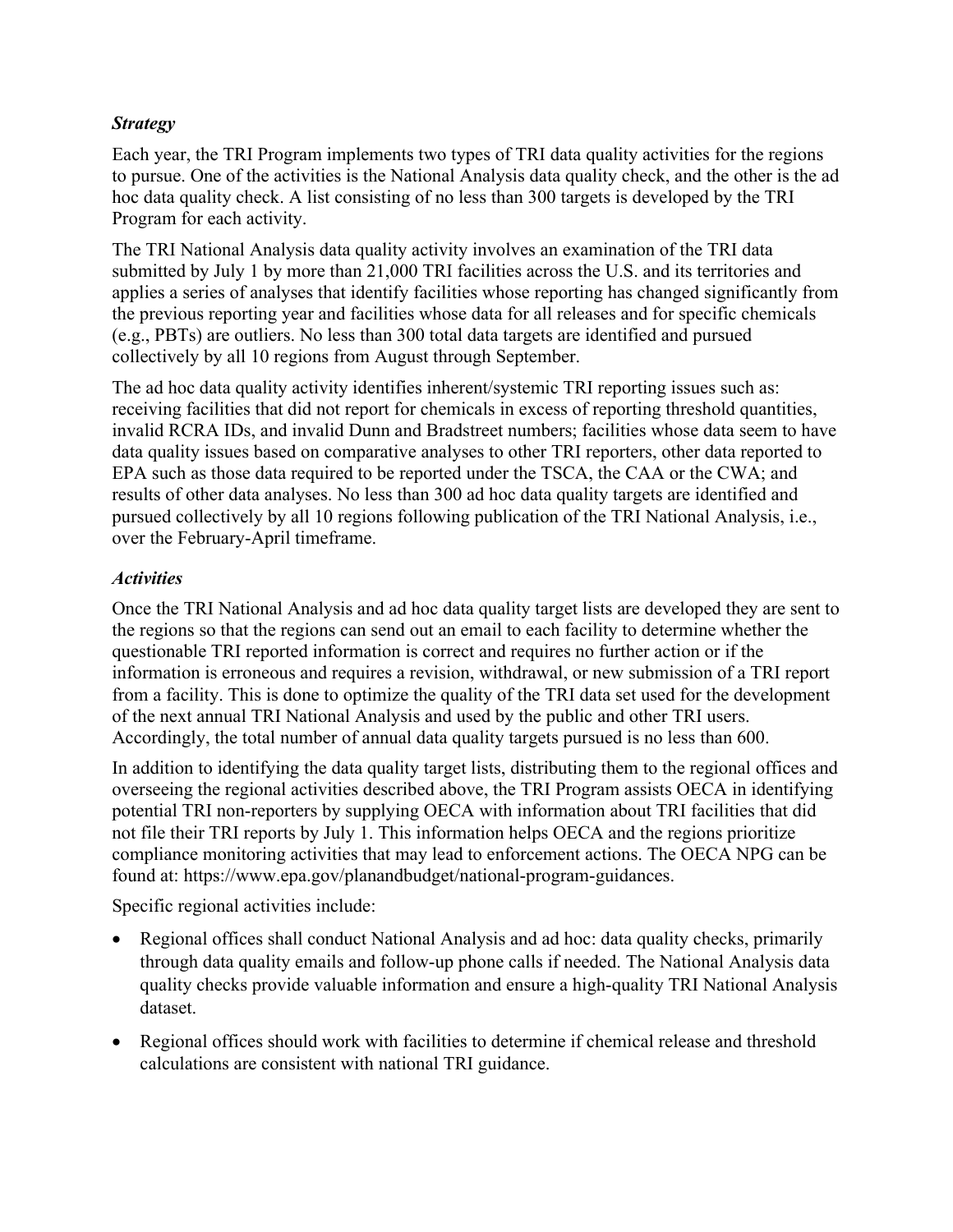***Strategy***

Each year, the TRI Program implements two types of TRI data quality activities for the regions to pursue. One of the activities is the National Analysis data quality check, and the other is the ad hoc data quality check. A list consisting of no less than 300 targets is developed by the TRI Program for each activity.

The TRI National Analysis data quality activity involves an examination of the TRI data submitted by July 1 by more than 21,000 TRI facilities across the U.S. and its territories and applies a series of analyses that identify facilities whose reporting has changed significantly from the previous reporting year and facilities whose data for all releases and for specific chemicals (e.g., PBTs) are outliers. No less than 300 total data targets are identified and pursued collectively by all 10 regions from August through September.

The ad hoc data quality activity identifies inherent/systemic TRI reporting issues such as: receiving facilities that did not report for chemicals in excess of reporting threshold quantities, invalid RCRA IDs, and invalid Dunn and Bradstreet numbers; facilities whose data seem to have data quality issues based on comparative analyses to other TRI reporters, other data reported to EPA such as those data required to be reported under the TSCA, the CAA or the CWA; and results of other data analyses. No less than 300 ad hoc data quality targets are identified and pursued collectively by all 10 regions following publication of the TRI National Analysis, i.e., over the February-April timeframe.

***Activities***

Once the TRI National Analysis and ad hoc data quality target lists are developed they are sent to the regions so that the regions can send out an email to each facility to determine whether the questionable TRI reported information is correct and requires no further action or if the information is erroneous and requires a revision, withdrawal, or new submission of a TRI report from a facility. This is done to optimize the quality of the TRI data set used for the development of the next annual TRI National Analysis and used by the public and other TRI users. Accordingly, the total number of annual data quality targets pursued is no less than 600.

In addition to identifying the data quality target lists, distributing them to the regional offices and overseeing the regional activities described above, the TRI Program assists OECA in identifying potential TRI non-reporters by supplying OECA with information about TRI facilities that did not file their TRI reports by July 1. This information helps OECA and the regions prioritize compliance monitoring activities that may lead to enforcement actions. The OECA NPG can be found at: https://www.epa.gov/planandbudget/national-program-guidances.

Specific regional activities include:

- Regional offices shall conduct National Analysis and ad hoc: data quality checks, primarily through data quality emails and follow-up phone calls if needed. The National Analysis data quality checks provide valuable information and ensure a high-quality TRI National Analysis dataset.
- Regional offices should work with facilities to determine if chemical release and threshold calculations are consistent with national TRI guidance.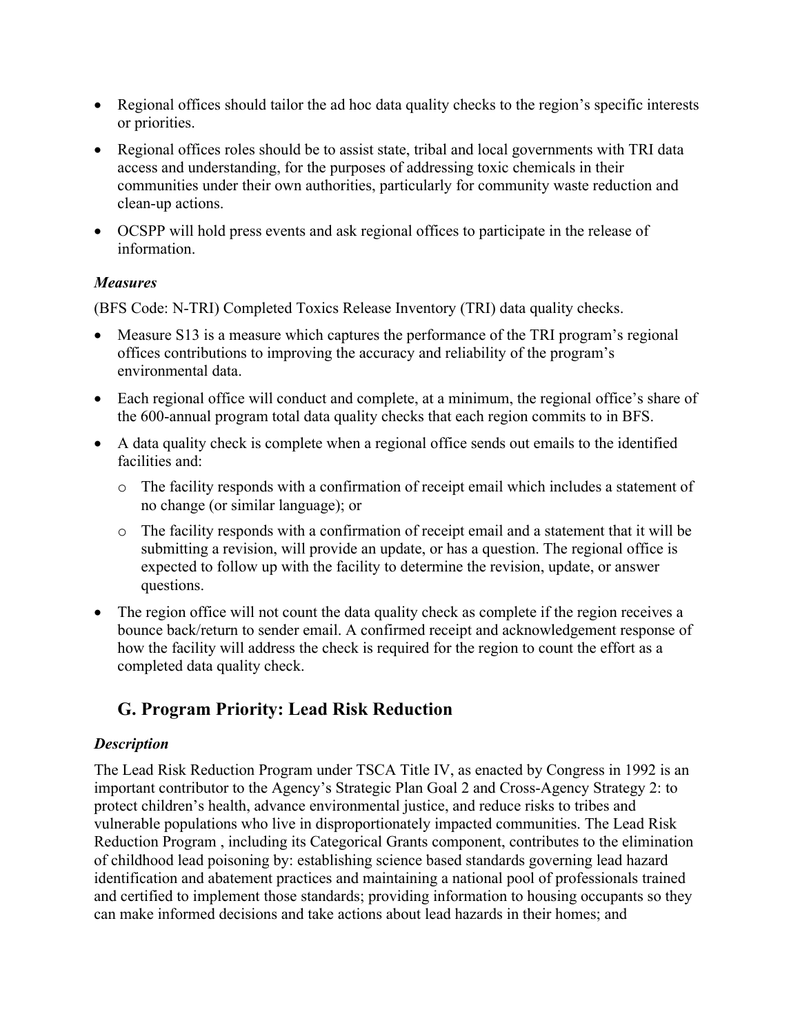- Regional offices should tailor the ad hoc data quality checks to the region's specific interests or priorities.
- Regional offices roles should be to assist state, tribal and local governments with TRI data access and understanding, for the purposes of addressing toxic chemicals in their communities under their own authorities, particularly for community waste reduction and clean-up actions.
- OCSPP will hold press events and ask regional offices to participate in the release of information.

### *Measures*

(BFS Code: N-TRI) Completed Toxics Release Inventory (TRI) data quality checks.

- Measure S13 is a measure which captures the performance of the TRI program's regional offices contributions to improving the accuracy and reliability of the program's environmental data.
- Each regional office will conduct and complete, at a minimum, the regional office's share of the 600-annual program total data quality checks that each region commits to in BFS.
- A data quality check is complete when a regional office sends out emails to the identified facilities and:
  - The facility responds with a confirmation of receipt email which includes a statement of no change (or similar language); or
  - The facility responds with a confirmation of receipt email and a statement that it will be submitting a revision, will provide an update, or has a question. The regional office is expected to follow up with the facility to determine the revision, update, or answer questions.
- The region office will not count the data quality check as complete if the region receives a bounce back/return to sender email. A confirmed receipt and acknowledgement response of how the facility will address the check is required for the region to count the effort as a completed data quality check.

## G. Program Priority: Lead Risk Reduction

### *Description*

The Lead Risk Reduction Program under TSCA Title IV, as enacted by Congress in 1992 is an important contributor to the Agency's Strategic Plan Goal 2 and Cross-Agency Strategy 2: to protect children's health, advance environmental justice, and reduce risks to tribes and vulnerable populations who live in disproportionately impacted communities. The Lead Risk Reduction Program , including its Categorical Grants component, contributes to the elimination of childhood lead poisoning by: establishing science based standards governing lead hazard identification and abatement practices and maintaining a national pool of professionals trained and certified to implement those standards; providing information to housing occupants so they can make informed decisions and take actions about lead hazards in their homes; and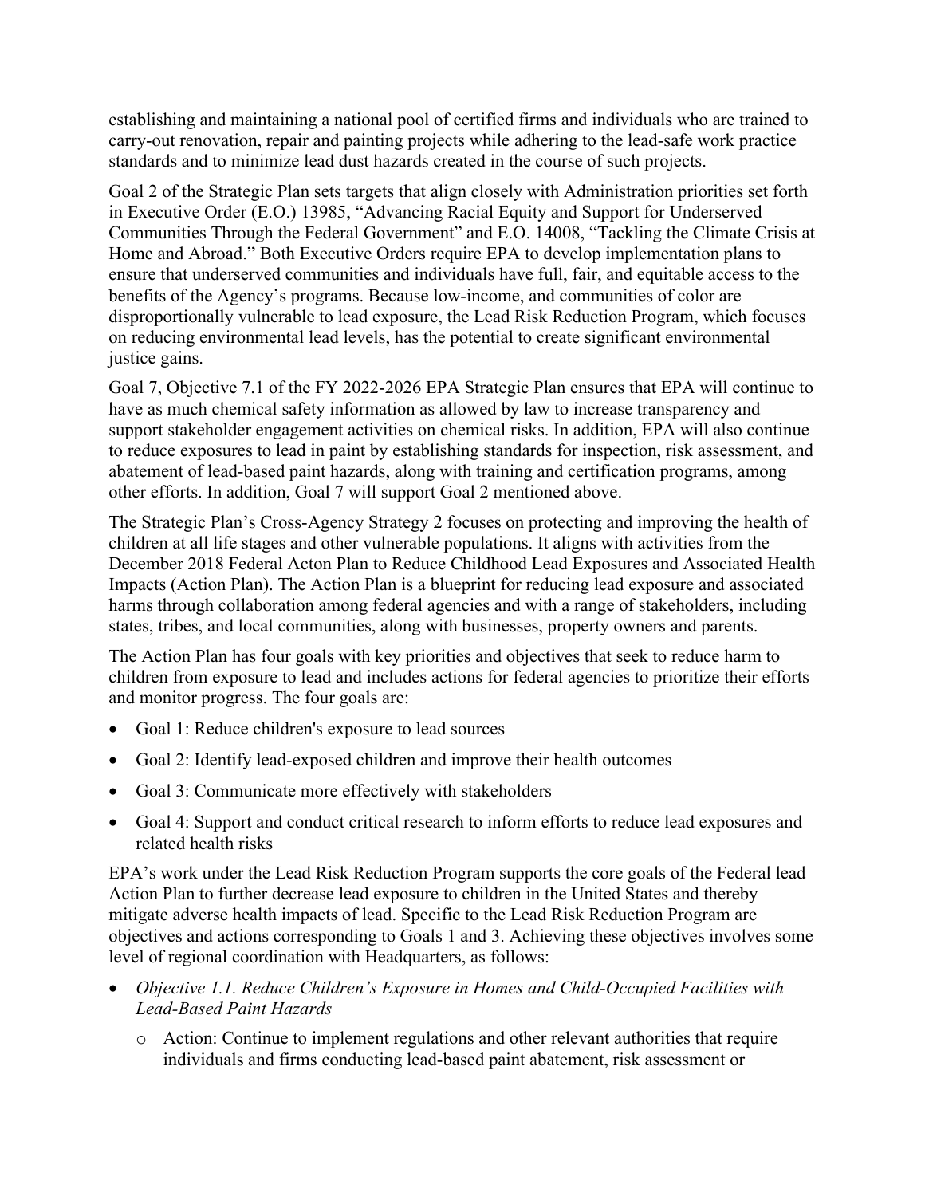establishing and maintaining a national pool of certified firms and individuals who are trained to carry-out renovation, repair and painting projects while adhering to the lead-safe work practice standards and to minimize lead dust hazards created in the course of such projects.

Goal 2 of the Strategic Plan sets targets that align closely with Administration priorities set forth in Executive Order (E.O.) 13985, "Advancing Racial Equity and Support for Underserved Communities Through the Federal Government" and E.O. 14008, "Tackling the Climate Crisis at Home and Abroad." Both Executive Orders require EPA to develop implementation plans to ensure that underserved communities and individuals have full, fair, and equitable access to the benefits of the Agency's programs. Because low-income, and communities of color are disproportionally vulnerable to lead exposure, the Lead Risk Reduction Program, which focuses on reducing environmental lead levels, has the potential to create significant environmental justice gains.

Goal 7, Objective 7.1 of the FY 2022-2026 EPA Strategic Plan ensures that EPA will continue to have as much chemical safety information as allowed by law to increase transparency and support stakeholder engagement activities on chemical risks. In addition, EPA will also continue to reduce exposures to lead in paint by establishing standards for inspection, risk assessment, and abatement of lead-based paint hazards, along with training and certification programs, among other efforts. In addition, Goal 7 will support Goal 2 mentioned above.

The Strategic Plan's Cross-Agency Strategy 2 focuses on protecting and improving the health of children at all life stages and other vulnerable populations. It aligns with activities from the December 2018 Federal Acton Plan to Reduce Childhood Lead Exposures and Associated Health Impacts (Action Plan). The Action Plan is a blueprint for reducing lead exposure and associated harms through collaboration among federal agencies and with a range of stakeholders, including states, tribes, and local communities, along with businesses, property owners and parents.

The Action Plan has four goals with key priorities and objectives that seek to reduce harm to children from exposure to lead and includes actions for federal agencies to prioritize their efforts and monitor progress. The four goals are:

- Goal 1: Reduce children's exposure to lead sources
- Goal 2: Identify lead-exposed children and improve their health outcomes
- Goal 3: Communicate more effectively with stakeholders
- Goal 4: Support and conduct critical research to inform efforts to reduce lead exposures and related health risks

EPA's work under the Lead Risk Reduction Program supports the core goals of the Federal lead Action Plan to further decrease lead exposure to children in the United States and thereby mitigate adverse health impacts of lead. Specific to the Lead Risk Reduction Program are objectives and actions corresponding to Goals 1 and 3. Achieving these objectives involves some level of regional coordination with Headquarters, as follows:

- *Objective 1.1. Reduce Children's Exposure in Homes and Child-Occupied Facilities with Lead-Based Paint Hazards*
  - Action: Continue to implement regulations and other relevant authorities that require individuals and firms conducting lead-based paint abatement, risk assessment or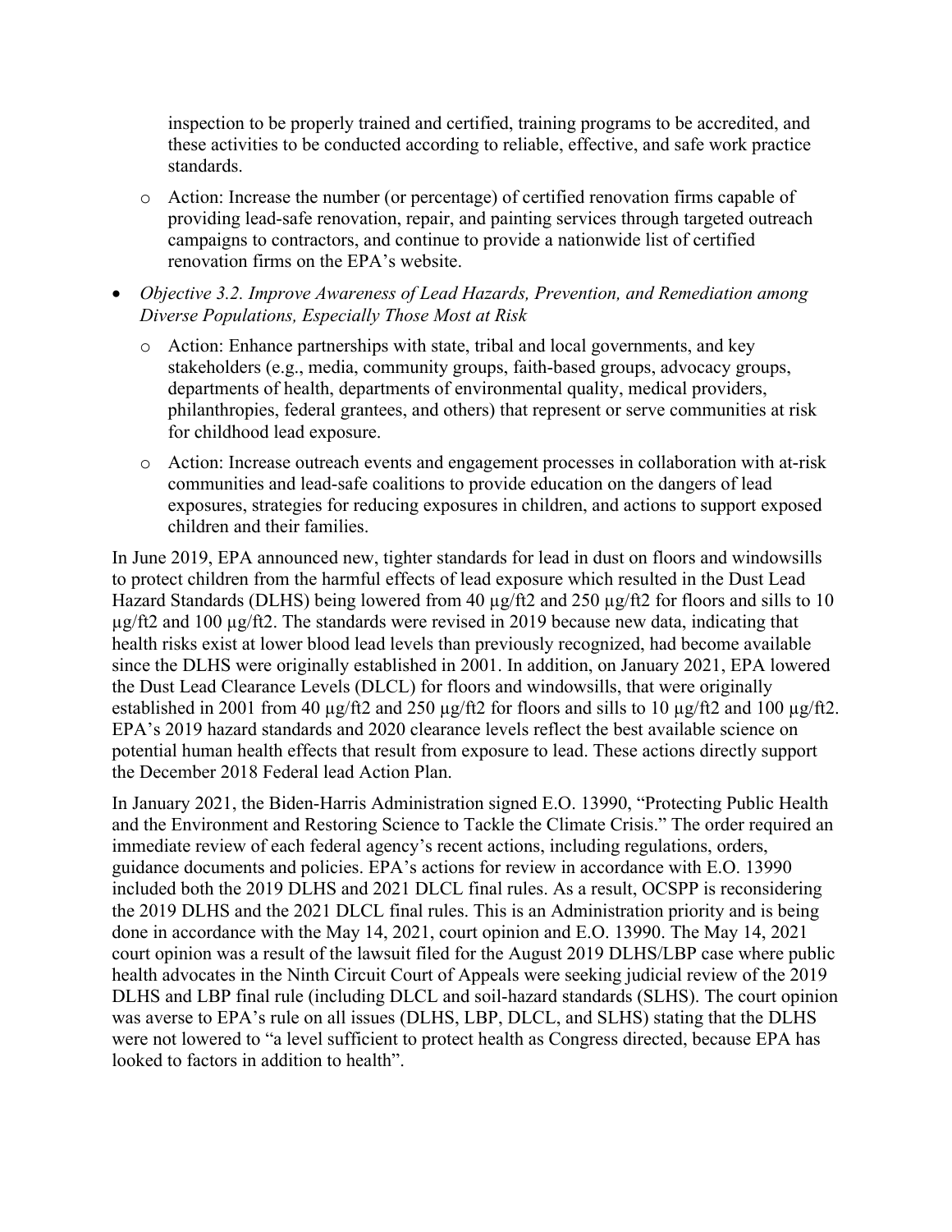inspection to be properly trained and certified, training programs to be accredited, and these activities to be conducted according to reliable, effective, and safe work practice standards.

  - Action: Increase the number (or percentage) of certified renovation firms capable of providing lead-safe renovation, repair, and painting services through targeted outreach campaigns to contractors, and continue to provide a nationwide list of certified renovation firms on the EPA's website.

- *Objective 3.2. Improve Awareness of Lead Hazards, Prevention, and Remediation among Diverse Populations, Especially Those Most at Risk*
  - Action: Enhance partnerships with state, tribal and local governments, and key stakeholders (e.g., media, community groups, faith-based groups, advocacy groups, departments of health, departments of environmental quality, medical providers, philanthropies, federal grantees, and others) that represent or serve communities at risk for childhood lead exposure.
  - Action: Increase outreach events and engagement processes in collaboration with at-risk communities and lead-safe coalitions to provide education on the dangers of lead exposures, strategies for reducing exposures in children, and actions to support exposed children and their families.

In June 2019, EPA announced new, tighter standards for lead in dust on floors and windowsills to protect children from the harmful effects of lead exposure which resulted in the Dust Lead Hazard Standards (DLHS) being lowered from 40 µg/ft2 and 250 µg/ft2 for floors and sills to 10 µg/ft2 and 100 µg/ft2. The standards were revised in 2019 because new data, indicating that health risks exist at lower blood lead levels than previously recognized, had become available since the DLHS were originally established in 2001. In addition, on January 2021, EPA lowered the Dust Lead Clearance Levels (DLCL) for floors and windowsills, that were originally established in 2001 from 40 µg/ft2 and 250 µg/ft2 for floors and sills to 10 µg/ft2 and 100 µg/ft2. EPA's 2019 hazard standards and 2020 clearance levels reflect the best available science on potential human health effects that result from exposure to lead. These actions directly support the December 2018 Federal lead Action Plan.

In January 2021, the Biden-Harris Administration signed E.O. 13990, "Protecting Public Health and the Environment and Restoring Science to Tackle the Climate Crisis." The order required an immediate review of each federal agency's recent actions, including regulations, orders, guidance documents and policies. EPA's actions for review in accordance with E.O. 13990 included both the 2019 DLHS and 2021 DLCL final rules. As a result, OCSPP is reconsidering the 2019 DLHS and the 2021 DLCL final rules. This is an Administration priority and is being done in accordance with the May 14, 2021, court opinion and E.O. 13990. The May 14, 2021 court opinion was a result of the lawsuit filed for the August 2019 DLHS/LBP case where public health advocates in the Ninth Circuit Court of Appeals were seeking judicial review of the 2019 DLHS and LBP final rule (including DLCL and soil-hazard standards (SLHS). The court opinion was averse to EPA's rule on all issues (DLHS, LBP, DLCL, and SLHS) stating that the DLHS were not lowered to "a level sufficient to protect health as Congress directed, because EPA has looked to factors in addition to health".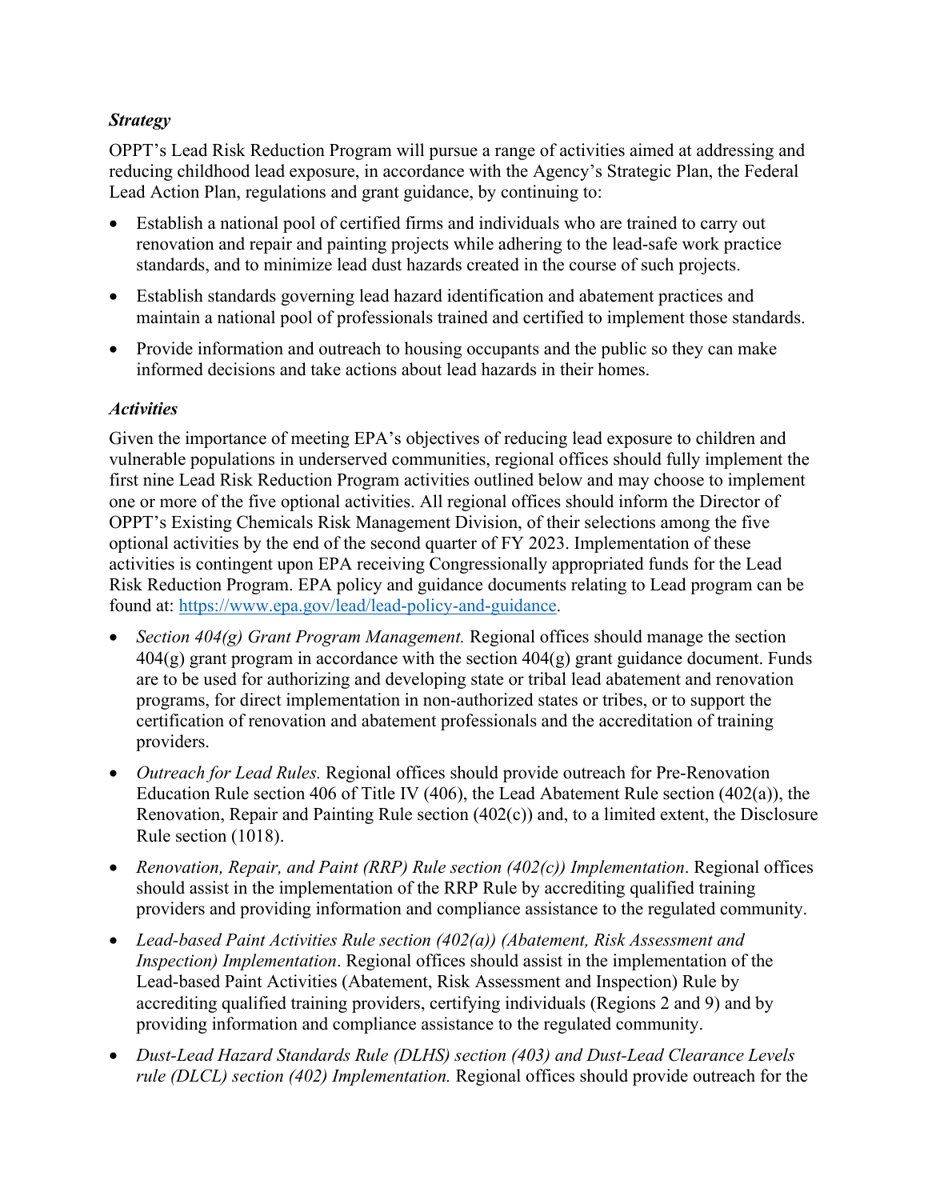### *Strategy*

OPPT's Lead Risk Reduction Program will pursue a range of activities aimed at addressing and reducing childhood lead exposure, in accordance with the Agency's Strategic Plan, the Federal Lead Action Plan, regulations and grant guidance, by continuing to:

- Establish a national pool of certified firms and individuals who are trained to carry out renovation and repair and painting projects while adhering to the lead-safe work practice standards, and to minimize lead dust hazards created in the course of such projects.
- Establish standards governing lead hazard identification and abatement practices and maintain a national pool of professionals trained and certified to implement those standards.
- Provide information and outreach to housing occupants and the public so they can make informed decisions and take actions about lead hazards in their homes.

### *Activities*

Given the importance of meeting EPA's objectives of reducing lead exposure to children and vulnerable populations in underserved communities, regional offices should fully implement the first nine Lead Risk Reduction Program activities outlined below and may choose to implement one or more of the five optional activities. All regional offices should inform the Director of OPPT's Existing Chemicals Risk Management Division, of their selections among the five optional activities by the end of the second quarter of FY 2023. Implementation of these activities is contingent upon EPA receiving Congressionally appropriated funds for the Lead Risk Reduction Program. EPA policy and guidance documents relating to Lead program can be found at: https://www.epa.gov/lead/lead-policy-and-guidance.

- *Section 404(g) Grant Program Management.* Regional offices should manage the section 404(g) grant program in accordance with the section 404(g) grant guidance document. Funds are to be used for authorizing and developing state or tribal lead abatement and renovation programs, for direct implementation in non-authorized states or tribes, or to support the certification of renovation and abatement professionals and the accreditation of training providers.
- *Outreach for Lead Rules.* Regional offices should provide outreach for Pre-Renovation Education Rule section 406 of Title IV (406), the Lead Abatement Rule section (402(a)), the Renovation, Repair and Painting Rule section (402(c)) and, to a limited extent, the Disclosure Rule section (1018).
- *Renovation, Repair, and Paint (RRP) Rule section (402(c)) Implementation*. Regional offices should assist in the implementation of the RRP Rule by accrediting qualified training providers and providing information and compliance assistance to the regulated community.
- *Lead-based Paint Activities Rule section (402(a)) (Abatement, Risk Assessment and Inspection) Implementation*. Regional offices should assist in the implementation of the Lead-based Paint Activities (Abatement, Risk Assessment and Inspection) Rule by accrediting qualified training providers, certifying individuals (Regions 2 and 9) and by providing information and compliance assistance to the regulated community.
- *Dust-Lead Hazard Standards Rule (DLHS) section (403) and Dust-Lead Clearance Levels rule (DLCL) section (402) Implementation.* Regional offices should provide outreach for the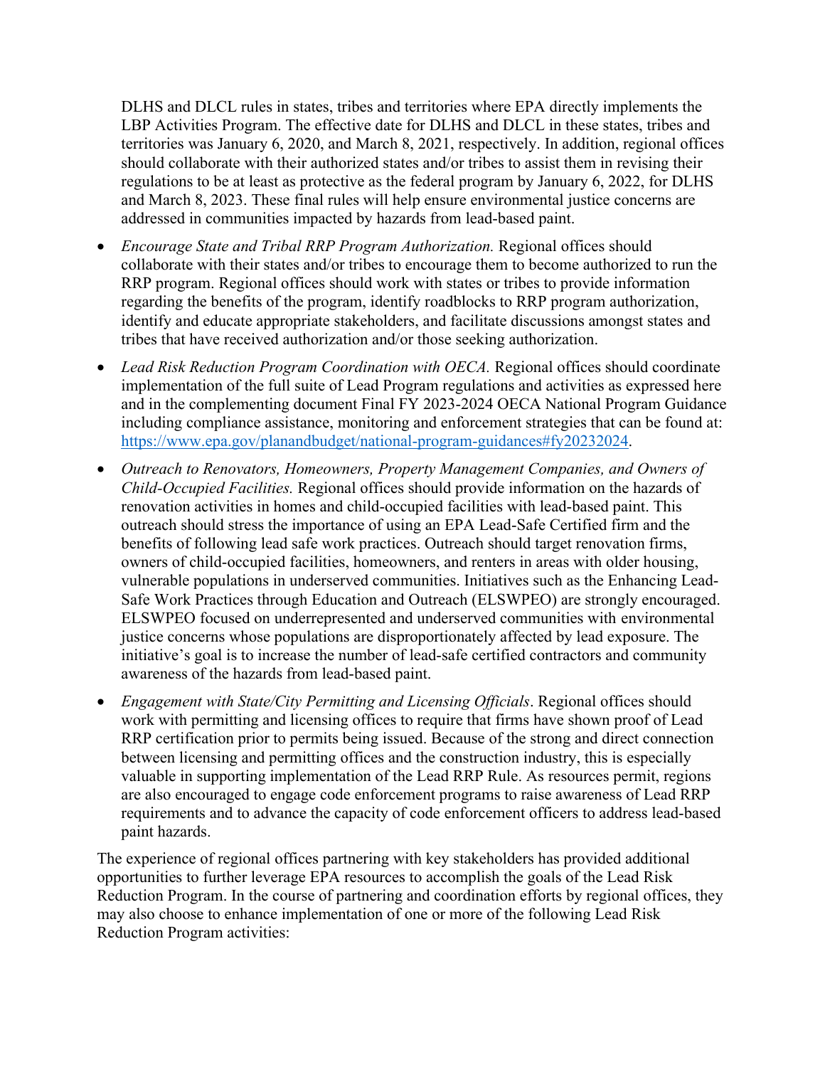DLHS and DLCL rules in states, tribes and territories where EPA directly implements the LBP Activities Program. The effective date for DLHS and DLCL in these states, tribes and territories was January 6, 2020, and March 8, 2021, respectively. In addition, regional offices should collaborate with their authorized states and/or tribes to assist them in revising their regulations to be at least as protective as the federal program by January 6, 2022, for DLHS and March 8, 2023. These final rules will help ensure environmental justice concerns are addressed in communities impacted by hazards from lead-based paint.

- *Encourage State and Tribal RRP Program Authorization.* Regional offices should collaborate with their states and/or tribes to encourage them to become authorized to run the RRP program. Regional offices should work with states or tribes to provide information regarding the benefits of the program, identify roadblocks to RRP program authorization, identify and educate appropriate stakeholders, and facilitate discussions amongst states and tribes that have received authorization and/or those seeking authorization.
- *Lead Risk Reduction Program Coordination with OECA.* Regional offices should coordinate implementation of the full suite of Lead Program regulations and activities as expressed here and in the complementing document Final FY 2023-2024 OECA National Program Guidance including compliance assistance, monitoring and enforcement strategies that can be found at: https://www.epa.gov/planandbudget/national-program-guidances#fy20232024.
- *Outreach to Renovators, Homeowners, Property Management Companies, and Owners of Child-Occupied Facilities.* Regional offices should provide information on the hazards of renovation activities in homes and child-occupied facilities with lead-based paint. This outreach should stress the importance of using an EPA Lead-Safe Certified firm and the benefits of following lead safe work practices. Outreach should target renovation firms, owners of child-occupied facilities, homeowners, and renters in areas with older housing, vulnerable populations in underserved communities. Initiatives such as the Enhancing Lead-Safe Work Practices through Education and Outreach (ELSWPEO) are strongly encouraged. ELSWPEO focused on underrepresented and underserved communities with environmental justice concerns whose populations are disproportionately affected by lead exposure. The initiative's goal is to increase the number of lead-safe certified contractors and community awareness of the hazards from lead-based paint.
- *Engagement with State/City Permitting and Licensing Officials*. Regional offices should work with permitting and licensing offices to require that firms have shown proof of Lead RRP certification prior to permits being issued. Because of the strong and direct connection between licensing and permitting offices and the construction industry, this is especially valuable in supporting implementation of the Lead RRP Rule. As resources permit, regions are also encouraged to engage code enforcement programs to raise awareness of Lead RRP requirements and to advance the capacity of code enforcement officers to address lead-based paint hazards.

The experience of regional offices partnering with key stakeholders has provided additional opportunities to further leverage EPA resources to accomplish the goals of the Lead Risk Reduction Program. In the course of partnering and coordination efforts by regional offices, they may also choose to enhance implementation of one or more of the following Lead Risk Reduction Program activities: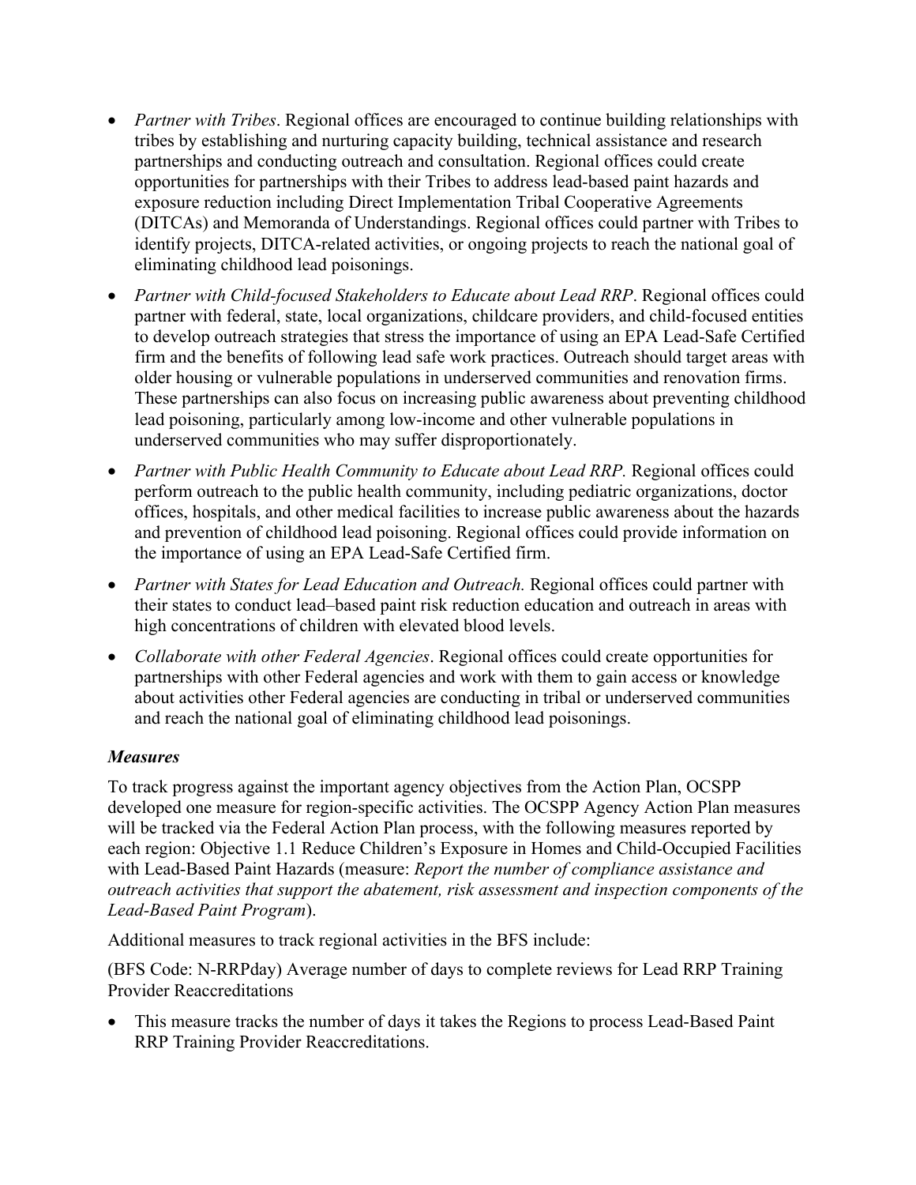- *Partner with Tribes*. Regional offices are encouraged to continue building relationships with tribes by establishing and nurturing capacity building, technical assistance and research partnerships and conducting outreach and consultation. Regional offices could create opportunities for partnerships with their Tribes to address lead-based paint hazards and exposure reduction including Direct Implementation Tribal Cooperative Agreements (DITCAs) and Memoranda of Understandings. Regional offices could partner with Tribes to identify projects, DITCA-related activities, or ongoing projects to reach the national goal of eliminating childhood lead poisonings.
- *Partner with Child-focused Stakeholders to Educate about Lead RRP*. Regional offices could partner with federal, state, local organizations, childcare providers, and child-focused entities to develop outreach strategies that stress the importance of using an EPA Lead-Safe Certified firm and the benefits of following lead safe work practices. Outreach should target areas with older housing or vulnerable populations in underserved communities and renovation firms. These partnerships can also focus on increasing public awareness about preventing childhood lead poisoning, particularly among low-income and other vulnerable populations in underserved communities who may suffer disproportionately.
- *Partner with Public Health Community to Educate about Lead RRP.* Regional offices could perform outreach to the public health community, including pediatric organizations, doctor offices, hospitals, and other medical facilities to increase public awareness about the hazards and prevention of childhood lead poisoning. Regional offices could provide information on the importance of using an EPA Lead-Safe Certified firm.
- *Partner with States for Lead Education and Outreach.* Regional offices could partner with their states to conduct lead–based paint risk reduction education and outreach in areas with high concentrations of children with elevated blood levels.
- *Collaborate with other Federal Agencies*. Regional offices could create opportunities for partnerships with other Federal agencies and work with them to gain access or knowledge about activities other Federal agencies are conducting in tribal or underserved communities and reach the national goal of eliminating childhood lead poisonings.

### *Measures*

To track progress against the important agency objectives from the Action Plan, OCSPP developed one measure for region-specific activities. The OCSPP Agency Action Plan measures will be tracked via the Federal Action Plan process, with the following measures reported by each region: Objective 1.1 Reduce Children's Exposure in Homes and Child-Occupied Facilities with Lead-Based Paint Hazards (measure: *Report the number of compliance assistance and outreach activities that support the abatement, risk assessment and inspection components of the Lead-Based Paint Program*).

Additional measures to track regional activities in the BFS include:

(BFS Code: N-RRPday) Average number of days to complete reviews for Lead RRP Training Provider Reaccreditations

- This measure tracks the number of days it takes the Regions to process Lead-Based Paint RRP Training Provider Reaccreditations.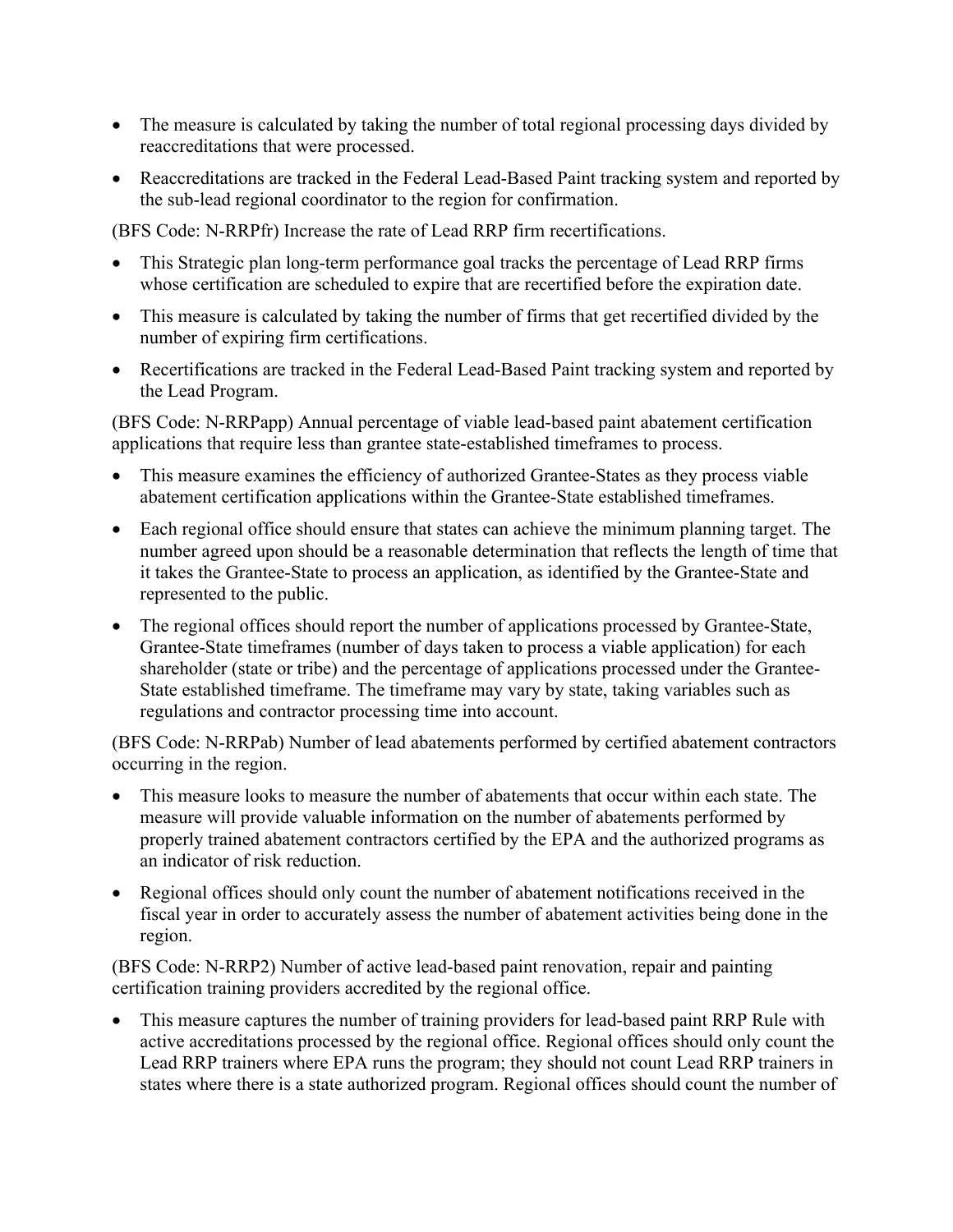- The measure is calculated by taking the number of total regional processing days divided by reaccreditations that were processed.
- Reaccreditations are tracked in the Federal Lead-Based Paint tracking system and reported by the sub-lead regional coordinator to the region for confirmation.

(BFS Code: N-RRPfr) Increase the rate of Lead RRP firm recertifications.

- This Strategic plan long-term performance goal tracks the percentage of Lead RRP firms whose certification are scheduled to expire that are recertified before the expiration date.
- This measure is calculated by taking the number of firms that get recertified divided by the number of expiring firm certifications.
- Recertifications are tracked in the Federal Lead-Based Paint tracking system and reported by the Lead Program.

(BFS Code: N-RRPapp) Annual percentage of viable lead-based paint abatement certification applications that require less than grantee state-established timeframes to process.

- This measure examines the efficiency of authorized Grantee-States as they process viable abatement certification applications within the Grantee-State established timeframes.
- Each regional office should ensure that states can achieve the minimum planning target. The number agreed upon should be a reasonable determination that reflects the length of time that it takes the Grantee-State to process an application, as identified by the Grantee-State and represented to the public.
- The regional offices should report the number of applications processed by Grantee-State, Grantee-State timeframes (number of days taken to process a viable application) for each shareholder (state or tribe) and the percentage of applications processed under the Grantee-State established timeframe. The timeframe may vary by state, taking variables such as regulations and contractor processing time into account.

(BFS Code: N-RRPab) Number of lead abatements performed by certified abatement contractors occurring in the region.

- This measure looks to measure the number of abatements that occur within each state. The measure will provide valuable information on the number of abatements performed by properly trained abatement contractors certified by the EPA and the authorized programs as an indicator of risk reduction.
- Regional offices should only count the number of abatement notifications received in the fiscal year in order to accurately assess the number of abatement activities being done in the region.

(BFS Code: N-RRP2) Number of active lead-based paint renovation, repair and painting certification training providers accredited by the regional office.

- This measure captures the number of training providers for lead-based paint RRP Rule with active accreditations processed by the regional office. Regional offices should only count the Lead RRP trainers where EPA runs the program; they should not count Lead RRP trainers in states where there is a state authorized program. Regional offices should count the number of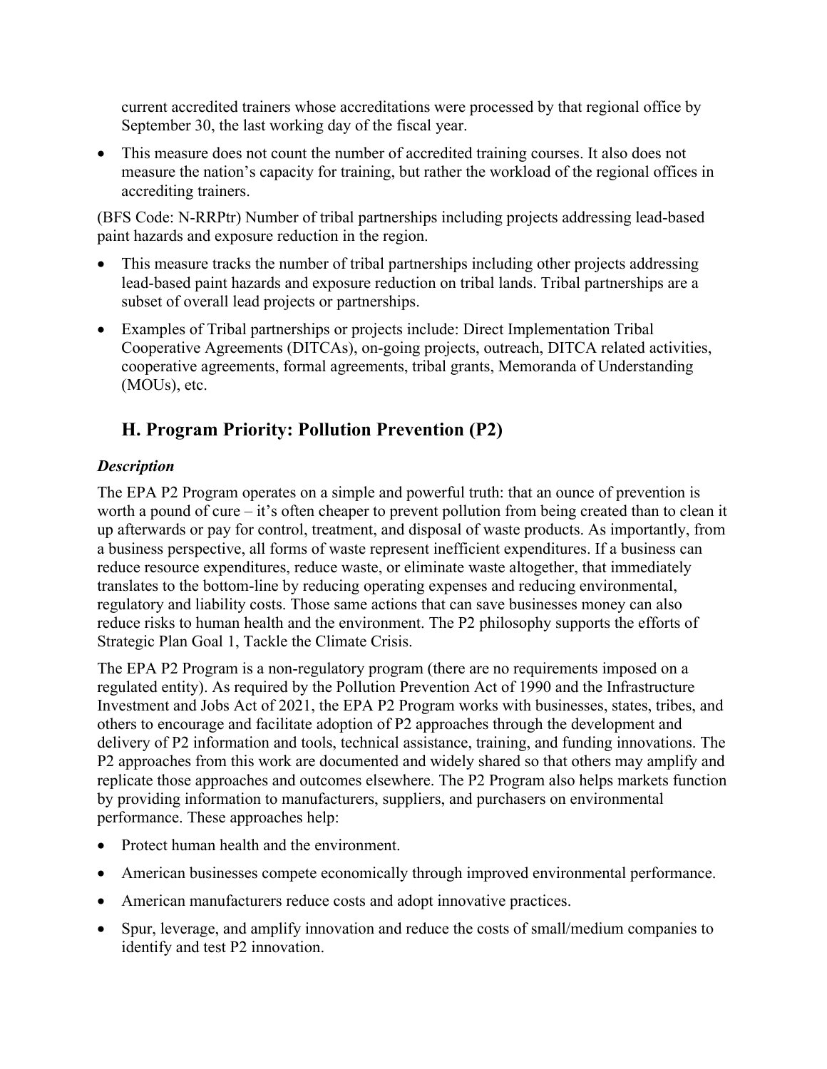current accredited trainers whose accreditations were processed by that regional office by September 30, the last working day of the fiscal year.

- This measure does not count the number of accredited training courses. It also does not measure the nation's capacity for training, but rather the workload of the regional offices in accrediting trainers.

(BFS Code: N-RRPtr) Number of tribal partnerships including projects addressing lead-based paint hazards and exposure reduction in the region.

- This measure tracks the number of tribal partnerships including other projects addressing lead-based paint hazards and exposure reduction on tribal lands. Tribal partnerships are a subset of overall lead projects or partnerships.
- Examples of Tribal partnerships or projects include: Direct Implementation Tribal Cooperative Agreements (DITCAs), on-going projects, outreach, DITCA related activities, cooperative agreements, formal agreements, tribal grants, Memoranda of Understanding (MOUs), etc.

## H. Program Priority: Pollution Prevention (P2)

***Description***

The EPA P2 Program operates on a simple and powerful truth: that an ounce of prevention is worth a pound of cure – it's often cheaper to prevent pollution from being created than to clean it up afterwards or pay for control, treatment, and disposal of waste products. As importantly, from a business perspective, all forms of waste represent inefficient expenditures. If a business can reduce resource expenditures, reduce waste, or eliminate waste altogether, that immediately translates to the bottom-line by reducing operating expenses and reducing environmental, regulatory and liability costs. Those same actions that can save businesses money can also reduce risks to human health and the environment. The P2 philosophy supports the efforts of Strategic Plan Goal 1, Tackle the Climate Crisis.

The EPA P2 Program is a non-regulatory program (there are no requirements imposed on a regulated entity). As required by the Pollution Prevention Act of 1990 and the Infrastructure Investment and Jobs Act of 2021, the EPA P2 Program works with businesses, states, tribes, and others to encourage and facilitate adoption of P2 approaches through the development and delivery of P2 information and tools, technical assistance, training, and funding innovations. The P2 approaches from this work are documented and widely shared so that others may amplify and replicate those approaches and outcomes elsewhere. The P2 Program also helps markets function by providing information to manufacturers, suppliers, and purchasers on environmental performance. These approaches help:

- Protect human health and the environment.
- American businesses compete economically through improved environmental performance.
- American manufacturers reduce costs and adopt innovative practices.
- Spur, leverage, and amplify innovation and reduce the costs of small/medium companies to identify and test P2 innovation.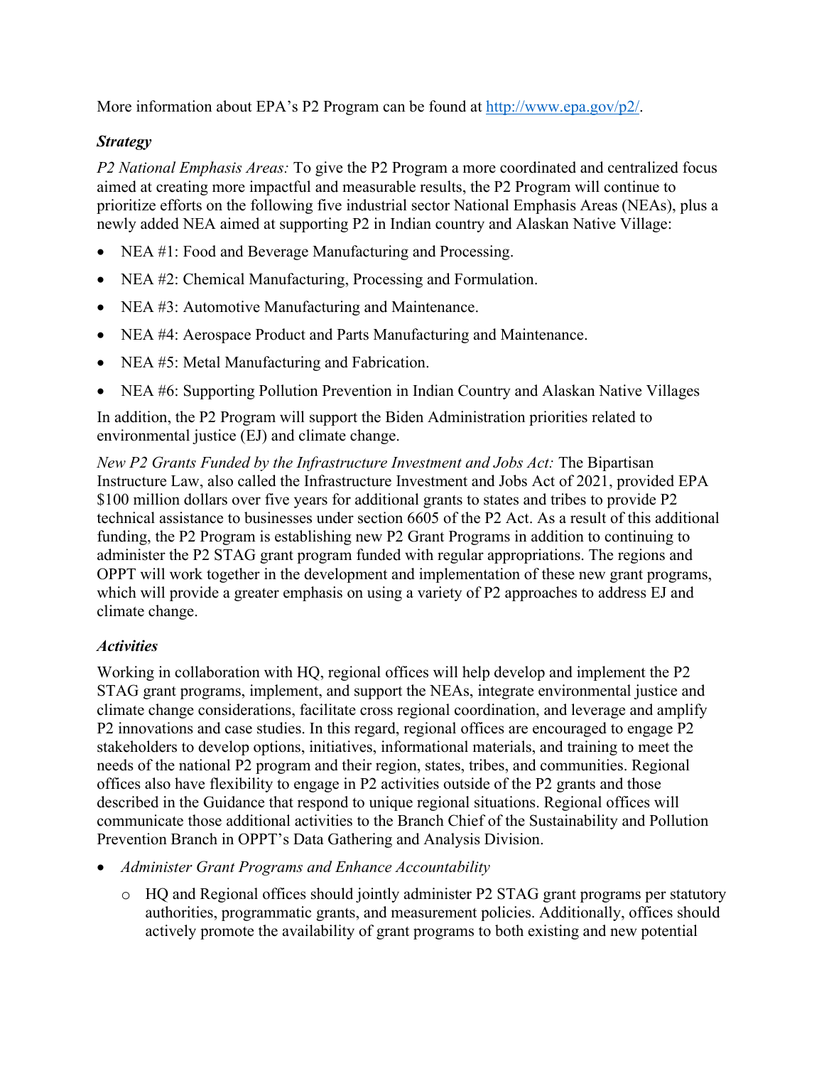More information about EPA's P2 Program can be found at [http://www.epa.gov/p2/](http://www.epa.gov/p2/).

***Strategy***

*P2 National Emphasis Areas:* To give the P2 Program a more coordinated and centralized focus aimed at creating more impactful and measurable results, the P2 Program will continue to prioritize efforts on the following five industrial sector National Emphasis Areas (NEAs), plus a newly added NEA aimed at supporting P2 in Indian country and Alaskan Native Village:

- NEA #1: Food and Beverage Manufacturing and Processing.
- NEA #2: Chemical Manufacturing, Processing and Formulation.
- NEA #3: Automotive Manufacturing and Maintenance.
- NEA #4: Aerospace Product and Parts Manufacturing and Maintenance.
- NEA #5: Metal Manufacturing and Fabrication.
- NEA #6: Supporting Pollution Prevention in Indian Country and Alaskan Native Villages

In addition, the P2 Program will support the Biden Administration priorities related to environmental justice (EJ) and climate change.

*New P2 Grants Funded by the Infrastructure Investment and Jobs Act:* The Bipartisan Instructure Law, also called the Infrastructure Investment and Jobs Act of 2021, provided EPA $100 million dollars over five years for additional grants to states and tribes to provide P2 technical assistance to businesses under section 6605 of the P2 Act. As a result of this additional funding, the P2 Program is establishing new P2 Grant Programs in addition to continuing to administer the P2 STAG grant program funded with regular appropriations. The regions and OPPT will work together in the development and implementation of these new grant programs, which will provide a greater emphasis on using a variety of P2 approaches to address EJ and climate change.

***Activities***

Working in collaboration with HQ, regional offices will help develop and implement the P2 STAG grant programs, implement, and support the NEAs, integrate environmental justice and climate change considerations, facilitate cross regional coordination, and leverage and amplify P2 innovations and case studies. In this regard, regional offices are encouraged to engage P2 stakeholders to develop options, initiatives, informational materials, and training to meet the needs of the national P2 program and their region, states, tribes, and communities. Regional offices also have flexibility to engage in P2 activities outside of the P2 grants and those described in the Guidance that respond to unique regional situations. Regional offices will communicate those additional activities to the Branch Chief of the Sustainability and Pollution Prevention Branch in OPPT's Data Gathering and Analysis Division.

- *Administer Grant Programs and Enhance Accountability*
  - HQ and Regional offices should jointly administer P2 STAG grant programs per statutory authorities, programmatic grants, and measurement policies. Additionally, offices should actively promote the availability of grant programs to both existing and new potential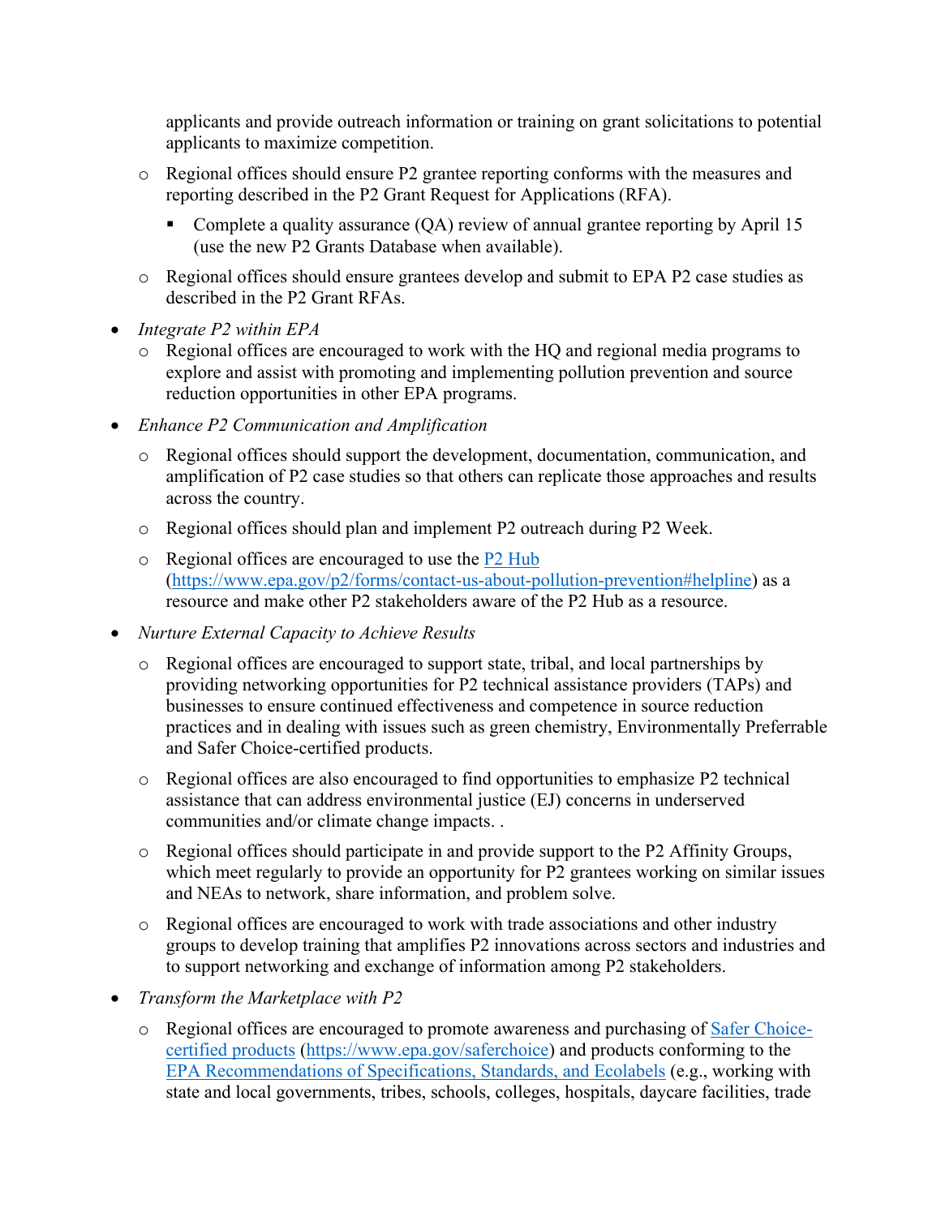applicants and provide outreach information or training on grant solicitations to potential applicants to maximize competition.

  - Regional offices should ensure P2 grantee reporting conforms with the measures and reporting described in the P2 Grant Request for Applications (RFA).
    - Complete a quality assurance (QA) review of annual grantee reporting by April 15 (use the new P2 Grants Database when available).
  - Regional offices should ensure grantees develop and submit to EPA P2 case studies as described in the P2 Grant RFAs.

- *Integrate P2 within EPA*
  - Regional offices are encouraged to work with the HQ and regional media programs to explore and assist with promoting and implementing pollution prevention and source reduction opportunities in other EPA programs.
- *Enhance P2 Communication and Amplification*
  - Regional offices should support the development, documentation, communication, and amplification of P2 case studies so that others can replicate those approaches and results across the country.
  - Regional offices should plan and implement P2 outreach during P2 Week.
  - Regional offices are encouraged to use the [P2 Hub](https://www.epa.gov/p2/forms/contact-us-about-pollution-prevention#helpline) (https://www.epa.gov/p2/forms/contact-us-about-pollution-prevention#helpline) as a resource and make other P2 stakeholders aware of the P2 Hub as a resource.
- *Nurture External Capacity to Achieve Results*
  - Regional offices are encouraged to support state, tribal, and local partnerships by providing networking opportunities for P2 technical assistance providers (TAPs) and businesses to ensure continued effectiveness and competence in source reduction practices and in dealing with issues such as green chemistry, Environmentally Preferrable and Safer Choice-certified products.
  - Regional offices are also encouraged to find opportunities to emphasize P2 technical assistance that can address environmental justice (EJ) concerns in underserved communities and/or climate change impacts. .
  - Regional offices should participate in and provide support to the P2 Affinity Groups, which meet regularly to provide an opportunity for P2 grantees working on similar issues and NEAs to network, share information, and problem solve.
  - Regional offices are encouraged to work with trade associations and other industry groups to develop training that amplifies P2 innovations across sectors and industries and to support networking and exchange of information among P2 stakeholders.
- *Transform the Marketplace with P2*
  - Regional offices are encouraged to promote awareness and purchasing of [Safer Choice-certified products](https://www.epa.gov/saferchoice) (https://www.epa.gov/saferchoice) and products conforming to the EPA Recommendations of Specifications, Standards, and Ecolabels (e.g., working with state and local governments, tribes, schools, colleges, hospitals, daycare facilities, trade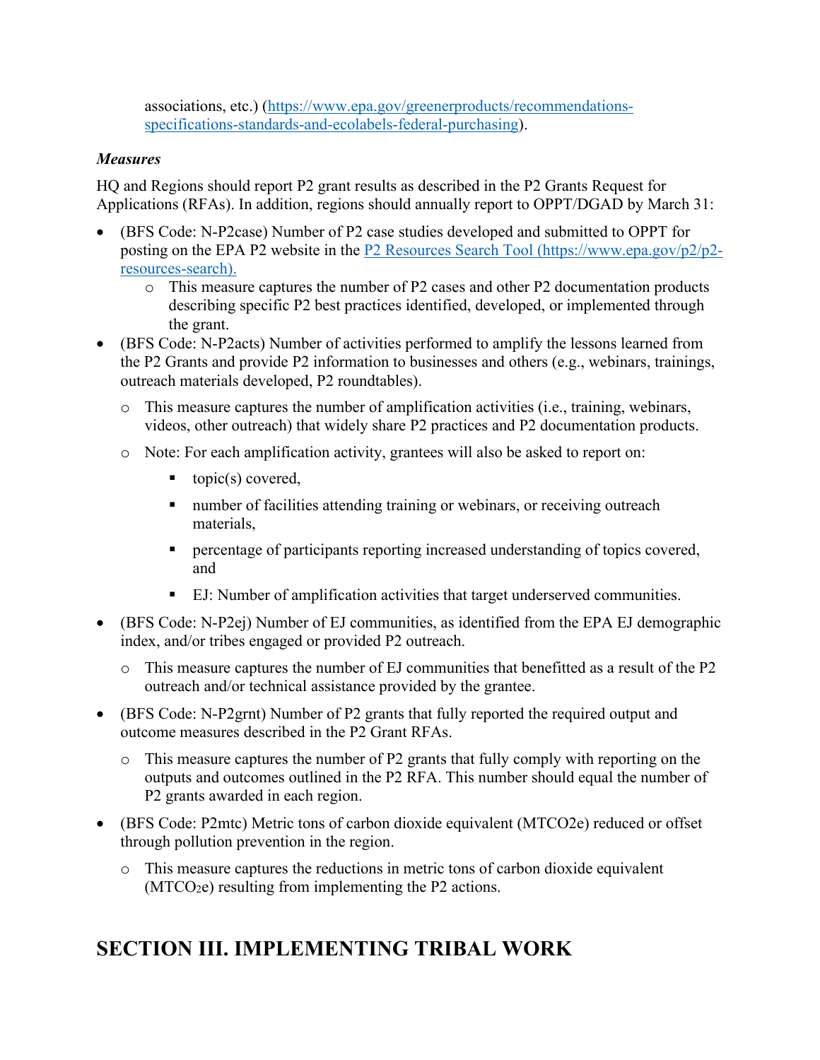associations, etc.) (https://www.epa.gov/greenerproducts/recommendations-specifications-standards-and-ecolabels-federal-purchasing).

***Measures***

HQ and Regions should report P2 grant results as described in the P2 Grants Request for Applications (RFAs). In addition, regions should annually report to OPPT/DGAD by March 31:

- (BFS Code: N-P2case) Number of P2 case studies developed and submitted to OPPT for posting on the EPA P2 website in the [P2 Resources Search Tool (https://www.epa.gov/p2/p2-resources-search).](https://www.epa.gov/p2/p2-resources-search)
  - This measure captures the number of P2 cases and other P2 documentation products describing specific P2 best practices identified, developed, or implemented through the grant.
- (BFS Code: N-P2acts) Number of activities performed to amplify the lessons learned from the P2 Grants and provide P2 information to businesses and others (e.g., webinars, trainings, outreach materials developed, P2 roundtables).
  - This measure captures the number of amplification activities (i.e., training, webinars, videos, other outreach) that widely share P2 practices and P2 documentation products.
  - Note: For each amplification activity, grantees will also be asked to report on:
    - topic(s) covered,
    - number of facilities attending training or webinars, or receiving outreach materials,
    - percentage of participants reporting increased understanding of topics covered, and
    - EJ: Number of amplification activities that target underserved communities.
- (BFS Code: N-P2ej) Number of EJ communities, as identified from the EPA EJ demographic index, and/or tribes engaged or provided P2 outreach.
  - This measure captures the number of EJ communities that benefitted as a result of the P2 outreach and/or technical assistance provided by the grantee.
- (BFS Code: N-P2grnt) Number of P2 grants that fully reported the required output and outcome measures described in the P2 Grant RFAs.
  - This measure captures the number of P2 grants that fully comply with reporting on the outputs and outcomes outlined in the P2 RFA. This number should equal the number of P2 grants awarded in each region.
- (BFS Code: P2mtc) Metric tons of carbon dioxide equivalent (MTCO2e) reduced or offset through pollution prevention in the region.
  - This measure captures the reductions in metric tons of carbon dioxide equivalent ($MTCO_2e$) resulting from implementing the P2 actions.

# SECTION III. IMPLEMENTING TRIBAL WORK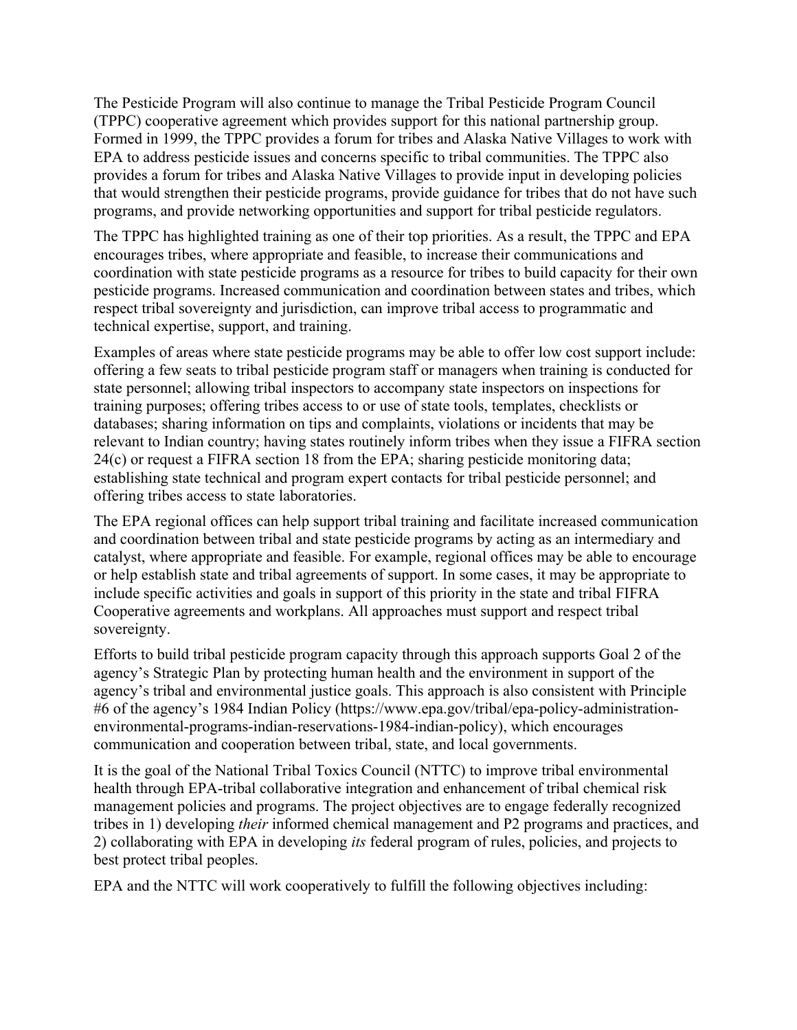The Pesticide Program will also continue to manage the Tribal Pesticide Program Council (TPPC) cooperative agreement which provides support for this national partnership group. Formed in 1999, the TPPC provides a forum for tribes and Alaska Native Villages to work with EPA to address pesticide issues and concerns specific to tribal communities. The TPPC also provides a forum for tribes and Alaska Native Villages to provide input in developing policies that would strengthen their pesticide programs, provide guidance for tribes that do not have such programs, and provide networking opportunities and support for tribal pesticide regulators.

The TPPC has highlighted training as one of their top priorities. As a result, the TPPC and EPA encourages tribes, where appropriate and feasible, to increase their communications and coordination with state pesticide programs as a resource for tribes to build capacity for their own pesticide programs. Increased communication and coordination between states and tribes, which respect tribal sovereignty and jurisdiction, can improve tribal access to programmatic and technical expertise, support, and training.

Examples of areas where state pesticide programs may be able to offer low cost support include: offering a few seats to tribal pesticide program staff or managers when training is conducted for state personnel; allowing tribal inspectors to accompany state inspectors on inspections for training purposes; offering tribes access to or use of state tools, templates, checklists or databases; sharing information on tips and complaints, violations or incidents that may be relevant to Indian country; having states routinely inform tribes when they issue a FIFRA section 24(c) or request a FIFRA section 18 from the EPA; sharing pesticide monitoring data; establishing state technical and program expert contacts for tribal pesticide personnel; and offering tribes access to state laboratories.

The EPA regional offices can help support tribal training and facilitate increased communication and coordination between tribal and state pesticide programs by acting as an intermediary and catalyst, where appropriate and feasible. For example, regional offices may be able to encourage or help establish state and tribal agreements of support. In some cases, it may be appropriate to include specific activities and goals in support of this priority in the state and tribal FIFRA Cooperative agreements and workplans. All approaches must support and respect tribal sovereignty.

Efforts to build tribal pesticide program capacity through this approach supports Goal 2 of the agency's Strategic Plan by protecting human health and the environment in support of the agency's tribal and environmental justice goals. This approach is also consistent with Principle #6 of the agency's 1984 Indian Policy (https://www.epa.gov/tribal/epa-policy-administration-environmental-programs-indian-reservations-1984-indian-policy), which encourages communication and cooperation between tribal, state, and local governments.

It is the goal of the National Tribal Toxics Council (NTTC) to improve tribal environmental health through EPA-tribal collaborative integration and enhancement of tribal chemical risk management policies and programs. The project objectives are to engage federally recognized tribes in 1) developing *their* informed chemical management and P2 programs and practices, and 2) collaborating with EPA in developing *its* federal program of rules, policies, and projects to best protect tribal peoples.

EPA and the NTTC will work cooperatively to fulfill the following objectives including: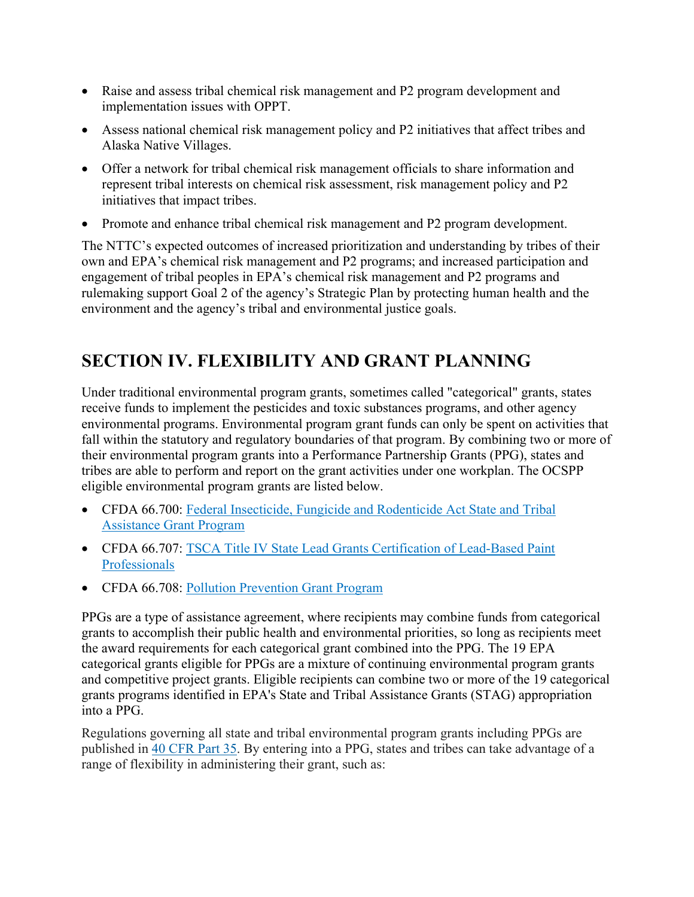- Raise and assess tribal chemical risk management and P2 program development and implementation issues with OPPT.
- Assess national chemical risk management policy and P2 initiatives that affect tribes and Alaska Native Villages.
- Offer a network for tribal chemical risk management officials to share information and represent tribal interests on chemical risk assessment, risk management policy and P2 initiatives that impact tribes.
- Promote and enhance tribal chemical risk management and P2 program development.

The NTTC's expected outcomes of increased prioritization and understanding by tribes of their own and EPA's chemical risk management and P2 programs; and increased participation and engagement of tribal peoples in EPA's chemical risk management and P2 programs and rulemaking support Goal 2 of the agency's Strategic Plan by protecting human health and the environment and the agency's tribal and environmental justice goals.

## SECTION IV. FLEXIBILITY AND GRANT PLANNING

Under traditional environmental program grants, sometimes called "categorical" grants, states receive funds to implement the pesticides and toxic substances programs, and other agency environmental programs. Environmental program grant funds can only be spent on activities that fall within the statutory and regulatory boundaries of that program. By combining two or more of their environmental program grants into a Performance Partnership Grants (PPG), states and tribes are able to perform and report on the grant activities under one workplan. The OCSPP eligible environmental program grants are listed below.

- CFDA 66.700: Federal Insecticide, Fungicide and Rodenticide Act State and Tribal Assistance Grant Program
- CFDA 66.707: TSCA Title IV State Lead Grants Certification of Lead-Based Paint Professionals
- CFDA 66.708: Pollution Prevention Grant Program

PPGs are a type of assistance agreement, where recipients may combine funds from categorical grants to accomplish their public health and environmental priorities, so long as recipients meet the award requirements for each categorical grant combined into the PPG. The 19 EPA categorical grants eligible for PPGs are a mixture of continuing environmental program grants and competitive project grants. Eligible recipients can combine two or more of the 19 categorical grants programs identified in EPA's State and Tribal Assistance Grants (STAG) appropriation into a PPG.

Regulations governing all state and tribal environmental program grants including PPGs are published in 40 CFR Part 35. By entering into a PPG, states and tribes can take advantage of a range of flexibility in administering their grant, such as: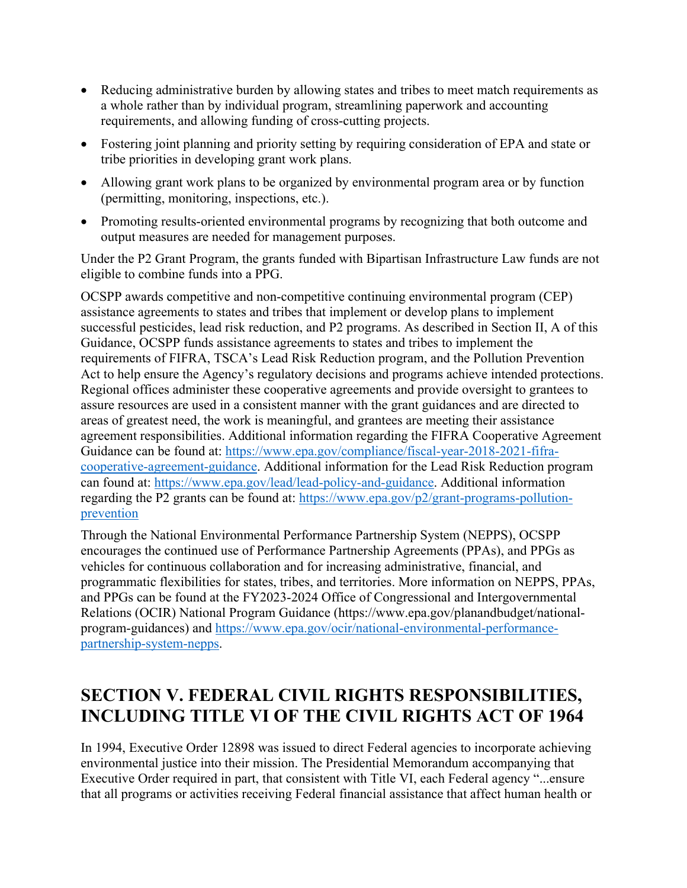- Reducing administrative burden by allowing states and tribes to meet match requirements as a whole rather than by individual program, streamlining paperwork and accounting requirements, and allowing funding of cross-cutting projects.
- Fostering joint planning and priority setting by requiring consideration of EPA and state or tribe priorities in developing grant work plans.
- Allowing grant work plans to be organized by environmental program area or by function (permitting, monitoring, inspections, etc.).
- Promoting results-oriented environmental programs by recognizing that both outcome and output measures are needed for management purposes.

Under the P2 Grant Program, the grants funded with Bipartisan Infrastructure Law funds are not eligible to combine funds into a PPG.

OCSPP awards competitive and non-competitive continuing environmental program (CEP) assistance agreements to states and tribes that implement or develop plans to implement successful pesticides, lead risk reduction, and P2 programs. As described in Section II, A of this Guidance, OCSPP funds assistance agreements to states and tribes to implement the requirements of FIFRA, TSCA's Lead Risk Reduction program, and the Pollution Prevention Act to help ensure the Agency's regulatory decisions and programs achieve intended protections. Regional offices administer these cooperative agreements and provide oversight to grantees to assure resources are used in a consistent manner with the grant guidances and are directed to areas of greatest need, the work is meaningful, and grantees are meeting their assistance agreement responsibilities. Additional information regarding the FIFRA Cooperative Agreement Guidance can be found at: [https://www.epa.gov/compliance/fiscal-year-2018-2021-fifra-cooperative-agreement-guidance](https://www.epa.gov/compliance/fiscal-year-2018-2021-fifra-cooperative-agreement-guidance). Additional information for the Lead Risk Reduction program can found at: [https://www.epa.gov/lead/lead-policy-and-guidance](https://www.epa.gov/lead/lead-policy-and-guidance). Additional information regarding the P2 grants can be found at: [https://www.epa.gov/p2/grant-programs-pollution-prevention](https://www.epa.gov/p2/grant-programs-pollution-prevention)

Through the National Environmental Performance Partnership System (NEPPS), OCSPP encourages the continued use of Performance Partnership Agreements (PPAs), and PPGs as vehicles for continuous collaboration and for increasing administrative, financial, and programmatic flexibilities for states, tribes, and territories. More information on NEPPS, PPAs, and PPGs can be found at the FY2023-2024 Office of Congressional and Intergovernmental Relations (OCIR) National Program Guidance (https://www.epa.gov/planandbudget/national-program-guidances) and [https://www.epa.gov/ocir/national-environmental-performance-partnership-system-nepps](https://www.epa.gov/ocir/national-environmental-performance-partnership-system-nepps).

# SECTION V. FEDERAL CIVIL RIGHTS RESPONSIBILITIES, INCLUDING TITLE VI OF THE CIVIL RIGHTS ACT OF 1964

In 1994, Executive Order 12898 was issued to direct Federal agencies to incorporate achieving environmental justice into their mission. The Presidential Memorandum accompanying that Executive Order required in part, that consistent with Title VI, each Federal agency "...ensure that all programs or activities receiving Federal financial assistance that affect human health or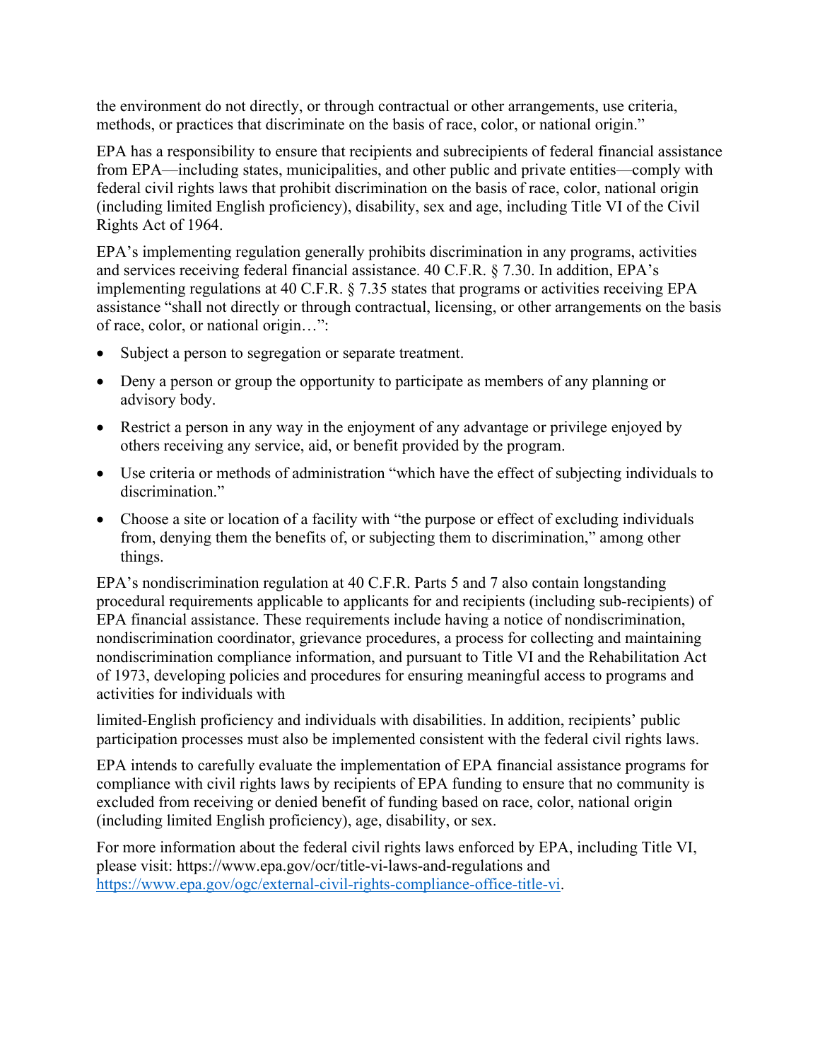the environment do not directly, or through contractual or other arrangements, use criteria, methods, or practices that discriminate on the basis of race, color, or national origin."

EPA has a responsibility to ensure that recipients and subrecipients of federal financial assistance from EPA—including states, municipalities, and other public and private entities—comply with federal civil rights laws that prohibit discrimination on the basis of race, color, national origin (including limited English proficiency), disability, sex and age, including Title VI of the Civil Rights Act of 1964.

EPA's implementing regulation generally prohibits discrimination in any programs, activities and services receiving federal financial assistance. 40 C.F.R. § 7.30. In addition, EPA's implementing regulations at 40 C.F.R. § 7.35 states that programs or activities receiving EPA assistance "shall not directly or through contractual, licensing, or other arrangements on the basis of race, color, or national origin…":

- Subject a person to segregation or separate treatment.
- Deny a person or group the opportunity to participate as members of any planning or advisory body.
- Restrict a person in any way in the enjoyment of any advantage or privilege enjoyed by others receiving any service, aid, or benefit provided by the program.
- Use criteria or methods of administration "which have the effect of subjecting individuals to discrimination."
- Choose a site or location of a facility with "the purpose or effect of excluding individuals from, denying them the benefits of, or subjecting them to discrimination," among other things.

EPA's nondiscrimination regulation at 40 C.F.R. Parts 5 and 7 also contain longstanding procedural requirements applicable to applicants for and recipients (including sub-recipients) of EPA financial assistance. These requirements include having a notice of nondiscrimination, nondiscrimination coordinator, grievance procedures, a process for collecting and maintaining nondiscrimination compliance information, and pursuant to Title VI and the Rehabilitation Act of 1973, developing policies and procedures for ensuring meaningful access to programs and activities for individuals with limited-English proficiency and individuals with disabilities. In addition, recipients' public participation processes must also be implemented consistent with the federal civil rights laws.

EPA intends to carefully evaluate the implementation of EPA financial assistance programs for compliance with civil rights laws by recipients of EPA funding to ensure that no community is excluded from receiving or denied benefit of funding based on race, color, national origin (including limited English proficiency), age, disability, or sex.

For more information about the federal civil rights laws enforced by EPA, including Title VI, please visit: https://www.epa.gov/ocr/title-vi-laws-and-regulations and https://www.epa.gov/ogc/external-civil-rights-compliance-office-title-vi.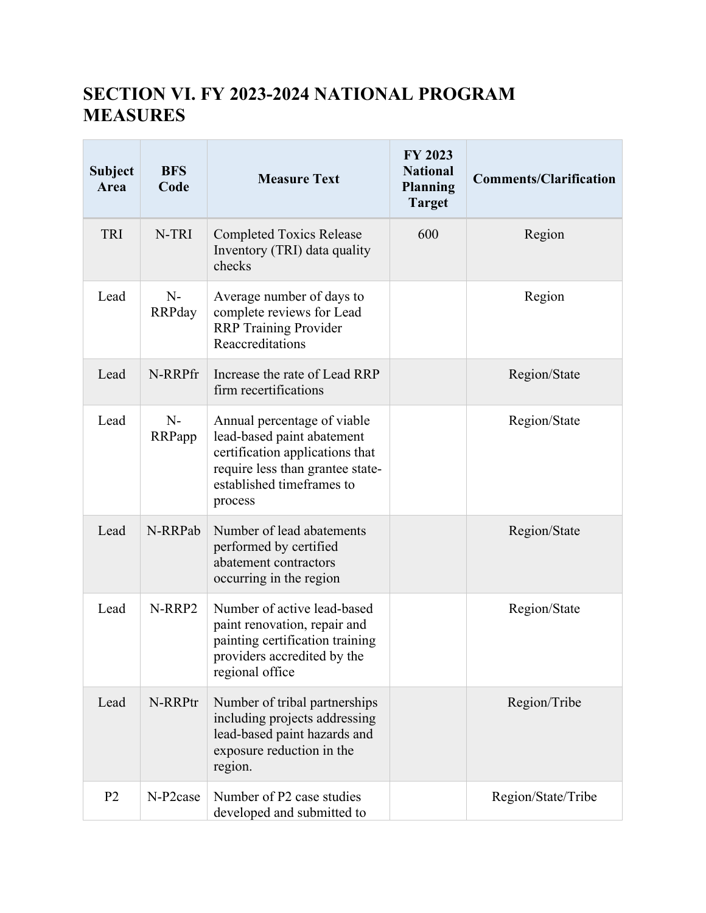## SECTION VI. FY 2023-2024 NATIONAL PROGRAM MEASURES

| Subject Area | BFS Code | Measure Text | FY 2023 National Planning Target | Comments/Clarification |
|---|---|---|---|---|
| TRI | N-TRI | Completed Toxics Release Inventory (TRI) data quality checks | 600 | Region |
| Lead | N-RRPday | Average number of days to complete reviews for Lead RRP Training Provider Reaccreditations | | Region |
| Lead | N-RRPfr | Increase the rate of Lead RRP firm recertifications | | Region/State |
| Lead | N-RRPapp | Annual percentage of viable lead-based paint abatement certification applications that require less than grantee state-established timeframes to process | | Region/State |
| Lead | N-RRPab | Number of lead abatements performed by certified abatement contractors occurring in the region | | Region/State |
| Lead | N-RRP2 | Number of active lead-based paint renovation, repair and painting certification training providers accredited by the regional office | | Region/State |
| Lead | N-RRPtr | Number of tribal partnerships including projects addressing lead-based paint hazards and exposure reduction in the region. | | Region/Tribe |
| P2 | N-P2case | Number of P2 case studies developed and submitted to | | Region/State/Tribe |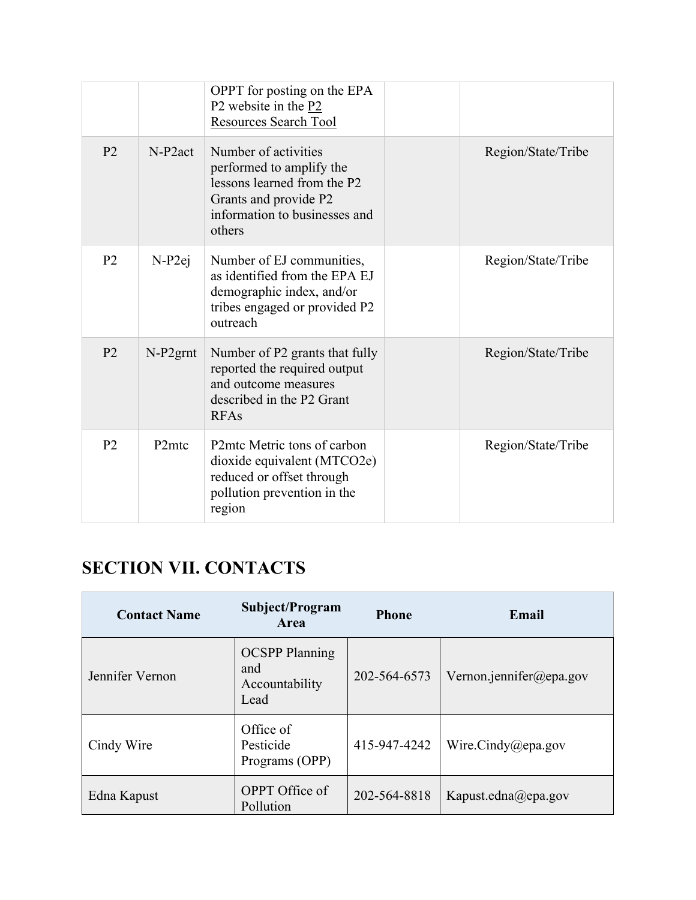| | | | | |
|---|---|---|---|---|
| | | OPPT for posting on the EPA P2 website in the P2 Resources Search Tool | | |
| P2 | N-P2act | Number of activities performed to amplify the lessons learned from the P2 Grants and provide P2 information to businesses and others | | Region/State/Tribe |
| P2 | N-P2ej | Number of EJ communities, as identified from the EPA EJ demographic index, and/or tribes engaged or provided P2 outreach | | Region/State/Tribe |
| P2 | N-P2grnt | Number of P2 grants that fully reported the required output and outcome measures described in the P2 Grant RFAs | | Region/State/Tribe |
| P2 | P2mtc | P2mtc Metric tons of carbon dioxide equivalent (MTCO2e) reduced or offset through pollution prevention in the region | | Region/State/Tribe |

# SECTION VII. CONTACTS

| Contact Name | Subject/Program Area | Phone | Email |
|---|---|---|---|
| Jennifer Vernon | OCSPP Planning and Accountability Lead | 202-564-6573 | Vernon.jennifer@epa.gov |
| Cindy Wire | Office of Pesticide Programs (OPP) | 415-947-4242 | Wire.Cindy@epa.gov |
| Edna Kapust | OPPT Office of Pollution | 202-564-8818 | Kapust.edna@epa.gov |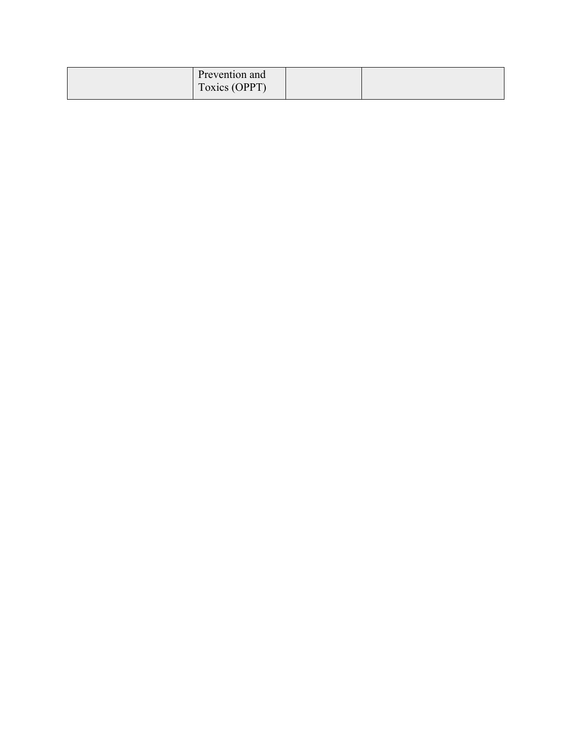| | | | |
|---|---|---|---|
| | Prevention and Toxics (OPPT) | | |